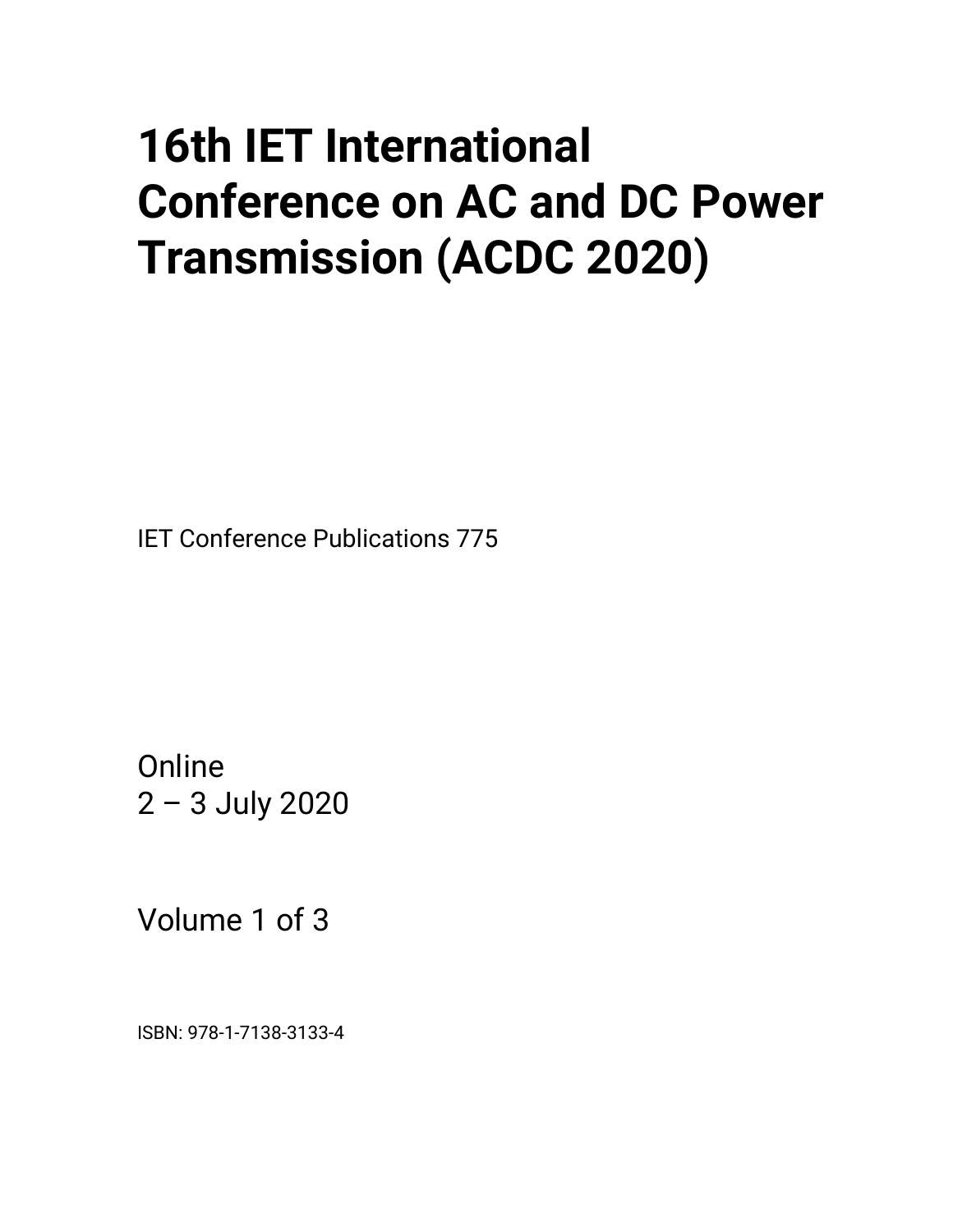# 16th IET International Conference on AC and DC Power Transmission (ACDC 2020)

IET Conference Publications 775

Online
2 – 3 July 2020

Volume 1 of 3

ISBN: 978-1-7138-3133-4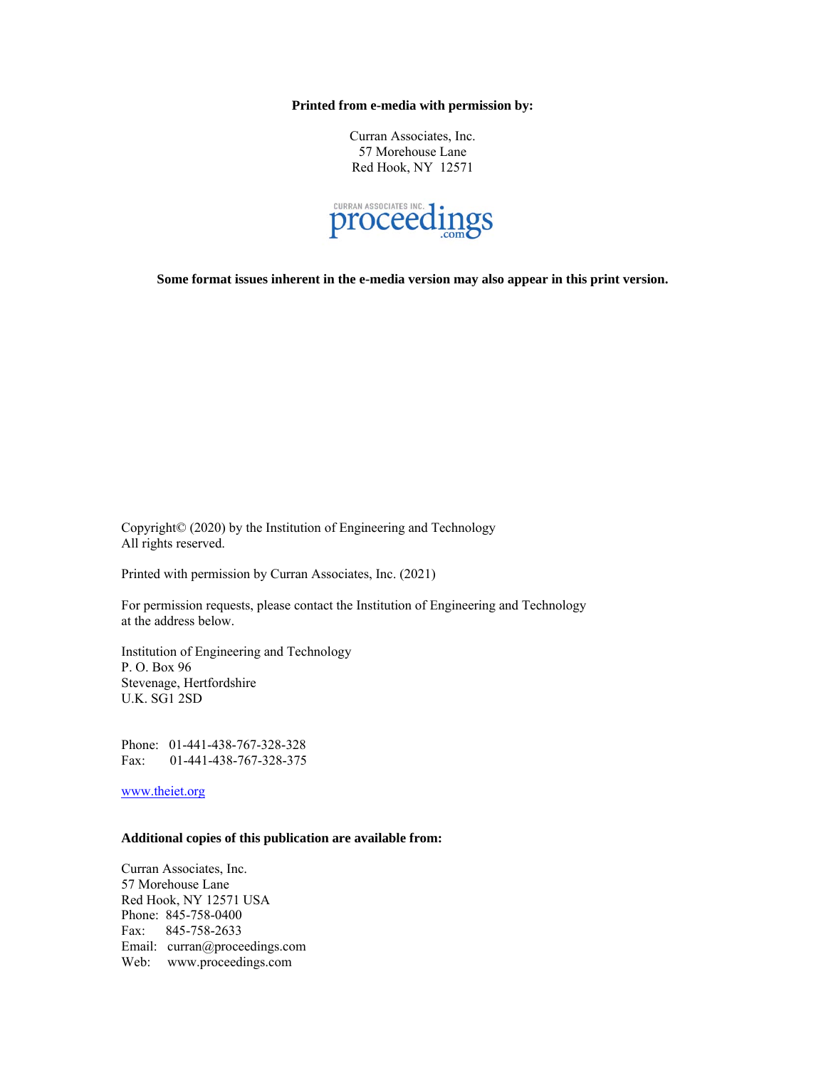**Printed from e-media with permission by:**

Curran Associates, Inc.
57 Morehouse Lane
Red Hook, NY 12571

CURRAN ASSOCIATES INC. proceedings.com

**Some format issues inherent in the e-media version may also appear in this print version.**

Copyright© (2020) by the Institution of Engineering and Technology
All rights reserved.

Printed with permission by Curran Associates, Inc. (2021)

For permission requests, please contact the Institution of Engineering and Technology at the address below.

Institution of Engineering and Technology
P. O. Box 96
Stevenage, Hertfordshire
U.K. SG1 2SD

Phone: 01-441-438-767-328-328
Fax: 01-441-438-767-328-375

www.theiet.org

**Additional copies of this publication are available from:**

Curran Associates, Inc.
57 Morehouse Lane
Red Hook, NY 12571 USA
Phone: 845-758-0400
Fax: 845-758-2633
Email: curran@proceedings.com
Web: www.proceedings.com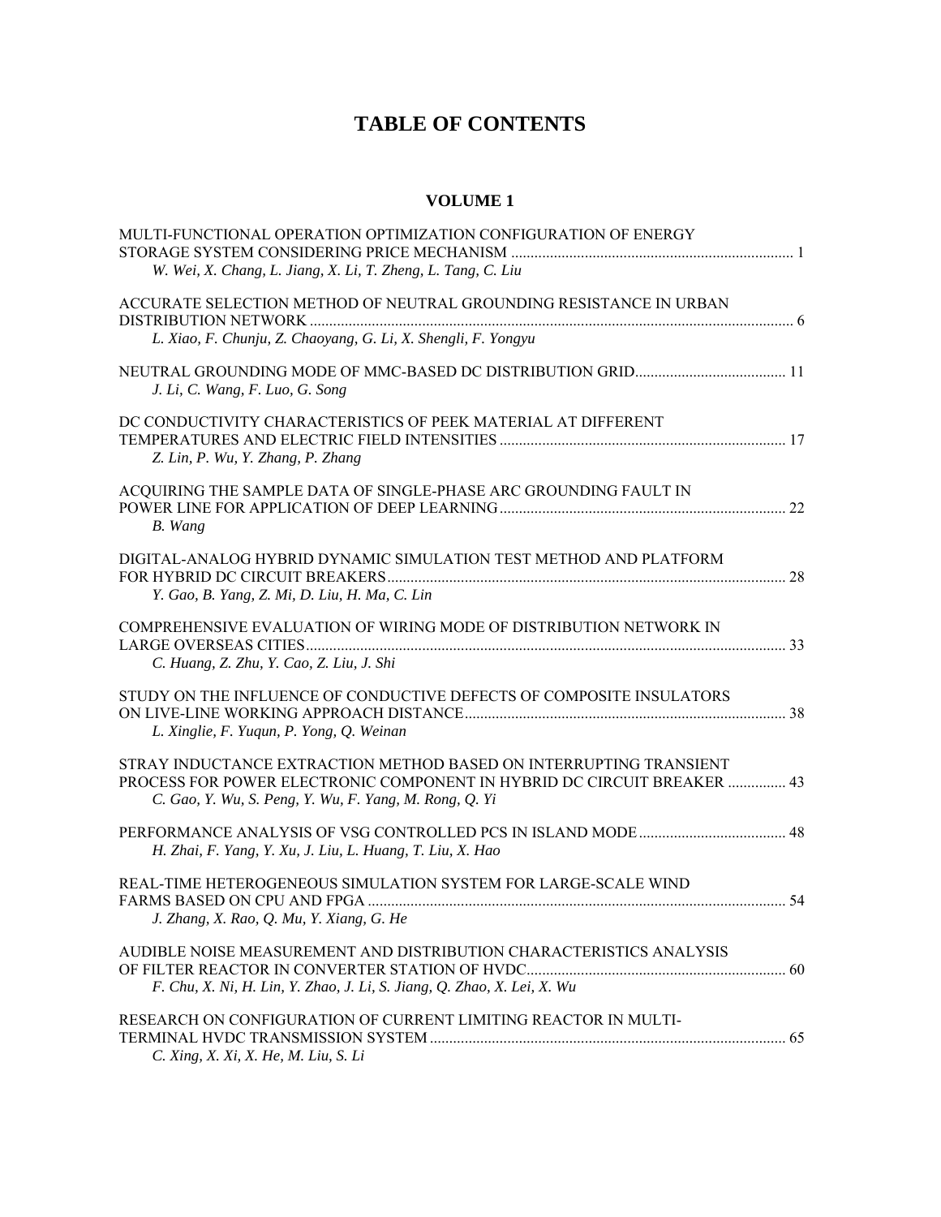# TABLE OF CONTENTS

## VOLUME 1

MULTI-FUNCTIONAL OPERATION OPTIMIZATION CONFIGURATION OF ENERGY STORAGE SYSTEM CONSIDERING PRICE MECHANISM ........................................................................ 1
*W. Wei, X. Chang, L. Jiang, X. Li, T. Zheng, L. Tang, C. Liu*

ACCURATE SELECTION METHOD OF NEUTRAL GROUNDING RESISTANCE IN URBAN DISTRIBUTION NETWORK ........................................................................ 6
*L. Xiao, F. Chunju, Z. Chaoyang, G. Li, X. Shengli, F. Yongyu*

NEUTRAL GROUNDING MODE OF MMC-BASED DC DISTRIBUTION GRID........................................ 11
*J. Li, C. Wang, F. Luo, G. Song*

DC CONDUCTIVITY CHARACTERISTICS OF PEEK MATERIAL AT DIFFERENT TEMPERATURES AND ELECTRIC FIELD INTENSITIES ........................................................................ 17
*Z. Lin, P. Wu, Y. Zhang, P. Zhang*

ACQUIRING THE SAMPLE DATA OF SINGLE-PHASE ARC GROUNDING FAULT IN POWER LINE FOR APPLICATION OF DEEP LEARNING........................................................................ 22
*B. Wang*

DIGITAL-ANALOG HYBRID DYNAMIC SIMULATION TEST METHOD AND PLATFORM FOR HYBRID DC CIRCUIT BREAKERS........................................................................ 28
*Y. Gao, B. Yang, Z. Mi, D. Liu, H. Ma, C. Lin*

COMPREHENSIVE EVALUATION OF WIRING MODE OF DISTRIBUTION NETWORK IN LARGE OVERSEAS CITIES........................................................................ 33
*C. Huang, Z. Zhu, Y. Cao, Z. Liu, J. Shi*

STUDY ON THE INFLUENCE OF CONDUCTIVE DEFECTS OF COMPOSITE INSULATORS ON LIVE-LINE WORKING APPROACH DISTANCE........................................................................ 38
*L. Xinglie, F. Yuqun, P. Yong, Q. Weinan*

STRAY INDUCTANCE EXTRACTION METHOD BASED ON INTERRUPTING TRANSIENT PROCESS FOR POWER ELECTRONIC COMPONENT IN HYBRID DC CIRCUIT BREAKER ............... 43
*C. Gao, Y. Wu, S. Peng, Y. Wu, F. Yang, M. Rong, Q. Yi*

PERFORMANCE ANALYSIS OF VSG CONTROLLED PCS IN ISLAND MODE...................................... 48
*H. Zhai, F. Yang, Y. Xu, J. Liu, L. Huang, T. Liu, X. Hao*

REAL-TIME HETEROGENEOUS SIMULATION SYSTEM FOR LARGE-SCALE WIND FARMS BASED ON CPU AND FPGA ........................................................................ 54
*J. Zhang, X. Rao, Q. Mu, Y. Xiang, G. He*

AUDIBLE NOISE MEASUREMENT AND DISTRIBUTION CHARACTERISTICS ANALYSIS OF FILTER REACTOR IN CONVERTER STATION OF HVDC........................................................................ 60
*F. Chu, X. Ni, H. Lin, Y. Zhao, J. Li, S. Jiang, Q. Zhao, X. Lei, X. Wu*

RESEARCH ON CONFIGURATION OF CURRENT LIMITING REACTOR IN MULTI-TERMINAL HVDC TRANSMISSION SYSTEM ........................................................................ 65
*C. Xing, X. Xi, X. He, M. Liu, S. Li*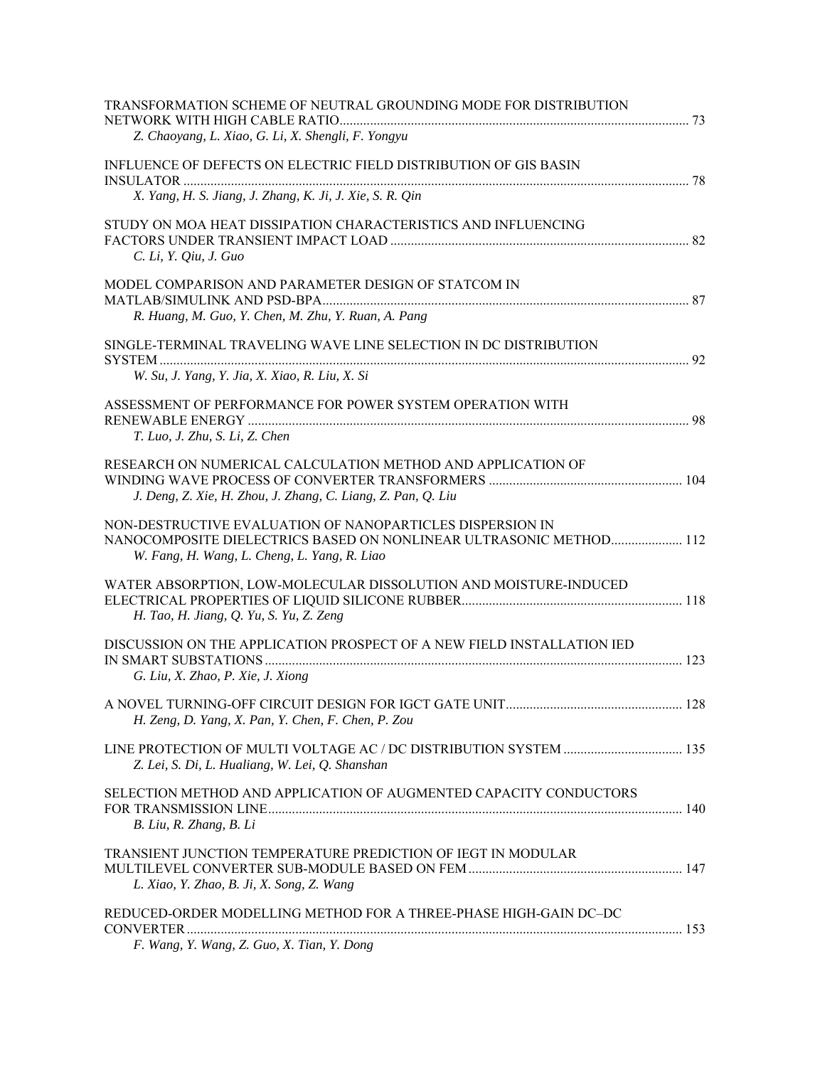TRANSFORMATION SCHEME OF NEUTRAL GROUNDING MODE FOR DISTRIBUTION NETWORK WITH HIGH CABLE RATIO ....................................................................................................... 73
*Z. Chaoyang, L. Xiao, G. Li, X. Shengli, F. Yongyu*

INFLUENCE OF DEFECTS ON ELECTRIC FIELD DISTRIBUTION OF GIS BASIN INSULATOR ....................................................................................................... 78
*X. Yang, H. S. Jiang, J. Zhang, K. Ji, J. Xie, S. R. Qin*

STUDY ON MOA HEAT DISSIPATION CHARACTERISTICS AND INFLUENCING FACTORS UNDER TRANSIENT IMPACT LOAD ....................................................................................................... 82
*C. Li, Y. Qiu, J. Guo*

MODEL COMPARISON AND PARAMETER DESIGN OF STATCOM IN MATLAB/SIMULINK AND PSD-BPA ....................................................................................................... 87
*R. Huang, M. Guo, Y. Chen, M. Zhu, Y. Ruan, A. Pang*

SINGLE-TERMINAL TRAVELING WAVE LINE SELECTION IN DC DISTRIBUTION SYSTEM ....................................................................................................... 92
*W. Su, J. Yang, Y. Jia, X. Xiao, R. Liu, X. Si*

ASSESSMENT OF PERFORMANCE FOR POWER SYSTEM OPERATION WITH RENEWABLE ENERGY ....................................................................................................... 98
*T. Luo, J. Zhu, S. Li, Z. Chen*

RESEARCH ON NUMERICAL CALCULATION METHOD AND APPLICATION OF WINDING WAVE PROCESS OF CONVERTER TRANSFORMERS ....................................................................................................... 104
*J. Deng, Z. Xie, H. Zhou, J. Zhang, C. Liang, Z. Pan, Q. Liu*

NON-DESTRUCTIVE EVALUATION OF NANOPARTICLES DISPERSION IN NANOCOMPOSITE DIELECTRICS BASED ON NONLINEAR ULTRASONIC METHOD ..................... 112
*W. Fang, H. Wang, L. Cheng, L. Yang, R. Liao*

WATER ABSORPTION, LOW-MOLECULAR DISSOLUTION AND MOISTURE-INDUCED ELECTRICAL PROPERTIES OF LIQUID SILICONE RUBBER ....................................................................................................... 118
*H. Tao, H. Jiang, Q. Yu, S. Yu, Z. Zeng*

DISCUSSION ON THE APPLICATION PROSPECT OF A NEW FIELD INSTALLATION IED IN SMART SUBSTATIONS ....................................................................................................... 123
*G. Liu, X. Zhao, P. Xie, J. Xiong*

A NOVEL TURNING-OFF CIRCUIT DESIGN FOR IGCT GATE UNIT ....................................................................................................... 128
*H. Zeng, D. Yang, X. Pan, Y. Chen, F. Chen, P. Zou*

LINE PROTECTION OF MULTI VOLTAGE AC / DC DISTRIBUTION SYSTEM ....................................................................................................... 135
*Z. Lei, S. Di, L. Hualiang, W. Lei, Q. Shanshan*

SELECTION METHOD AND APPLICATION OF AUGMENTED CAPACITY CONDUCTORS FOR TRANSMISSION LINE ....................................................................................................... 140
*B. Liu, R. Zhang, B. Li*

TRANSIENT JUNCTION TEMPERATURE PREDICTION OF IEGT IN MODULAR MULTILEVEL CONVERTER SUB-MODULE BASED ON FEM ....................................................................................................... 147
*L. Xiao, Y. Zhao, B. Ji, X. Song, Z. Wang*

REDUCED-ORDER MODELLING METHOD FOR A THREE-PHASE HIGH-GAIN DC–DC CONVERTER ....................................................................................................... 153
*F. Wang, Y. Wang, Z. Guo, X. Tian, Y. Dong*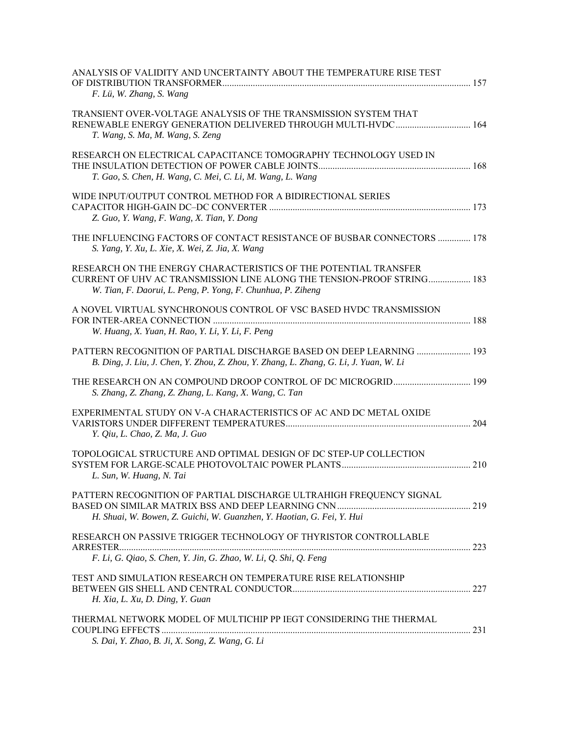ANALYSIS OF VALIDITY AND UNCERTAINTY ABOUT THE TEMPERATURE RISE TEST OF DISTRIBUTION TRANSFORMER ........ 157
*F. Lü, W. Zhang, S. Wang*

TRANSIENT OVER-VOLTAGE ANALYSIS OF THE TRANSMISSION SYSTEM THAT RENEWABLE ENERGY GENERATION DELIVERED THROUGH MULTI-HVDC ........ 164
*T. Wang, S. Ma, M. Wang, S. Zeng*

RESEARCH ON ELECTRICAL CAPACITANCE TOMOGRAPHY TECHNOLOGY USED IN THE INSULATION DETECTION OF POWER CABLE JOINTS ........ 168
*T. Gao, S. Chen, H. Wang, C. Mei, C. Li, M. Wang, L. Wang*

WIDE INPUT/OUTPUT CONTROL METHOD FOR A BIDIRECTIONAL SERIES CAPACITOR HIGH-GAIN DC–DC CONVERTER ........ 173
*Z. Guo, Y. Wang, F. Wang, X. Tian, Y. Dong*

THE INFLUENCING FACTORS OF CONTACT RESISTANCE OF BUSBAR CONNECTORS ........ 178
*S. Yang, Y. Xu, L. Xie, X. Wei, Z. Jia, X. Wang*

RESEARCH ON THE ENERGY CHARACTERISTICS OF THE POTENTIAL TRANSFER CURRENT OF UHV AC TRANSMISSION LINE ALONG THE TENSION-PROOF STRING ........ 183
*W. Tian, F. Daorui, L. Peng, P. Yong, F. Chunhua, P. Ziheng*

A NOVEL VIRTUAL SYNCHRONOUS CONTROL OF VSC BASED HVDC TRANSMISSION FOR INTER-AREA CONNECTION ........ 188
*W. Huang, X. Yuan, H. Rao, Y. Li, Y. Li, F. Peng*

PATTERN RECOGNITION OF PARTIAL DISCHARGE BASED ON DEEP LEARNING ........ 193
*B. Ding, J. Liu, J. Chen, Y. Zhou, Z. Zhou, Y. Zhang, L. Zhang, G. Li, J. Yuan, W. Li*

THE RESEARCH ON AN COMPOUND DROOP CONTROL OF DC MICROGRID ........ 199
*S. Zhang, Z. Zhang, Z. Zhang, L. Kang, X. Wang, C. Tan*

EXPERIMENTAL STUDY ON V-A CHARACTERISTICS OF AC AND DC METAL OXIDE VARISTORS UNDER DIFFERENT TEMPERATURES ........ 204
*Y. Qiu, L. Chao, Z. Ma, J. Guo*

TOPOLOGICAL STRUCTURE AND OPTIMAL DESIGN OF DC STEP-UP COLLECTION SYSTEM FOR LARGE-SCALE PHOTOVOLTAIC POWER PLANTS ........ 210
*L. Sun, W. Huang, N. Tai*

PATTERN RECOGNITION OF PARTIAL DISCHARGE ULTRAHIGH FREQUENCY SIGNAL BASED ON SIMILAR MATRIX BSS AND DEEP LEARNING CNN ........ 219
*H. Shuai, W. Bowen, Z. Guichi, W. Guanzhen, Y. Haotian, G. Fei, Y. Hui*

RESEARCH ON PASSIVE TRIGGER TECHNOLOGY OF THYRISTOR CONTROLLABLE ARRESTER ........ 223
*F. Li, G. Qiao, S. Chen, Y. Jin, G. Zhao, W. Li, Q. Shi, Q. Feng*

TEST AND SIMULATION RESEARCH ON TEMPERATURE RISE RELATIONSHIP BETWEEN GIS SHELL AND CENTRAL CONDUCTOR ........ 227
*H. Xia, L. Xu, D. Ding, Y. Guan*

THERMAL NETWORK MODEL OF MULTICHIP PP IEGT CONSIDERING THE THERMAL COUPLING EFFECTS ........ 231
*S. Dai, Y. Zhao, B. Ji, X. Song, Z. Wang, G. Li*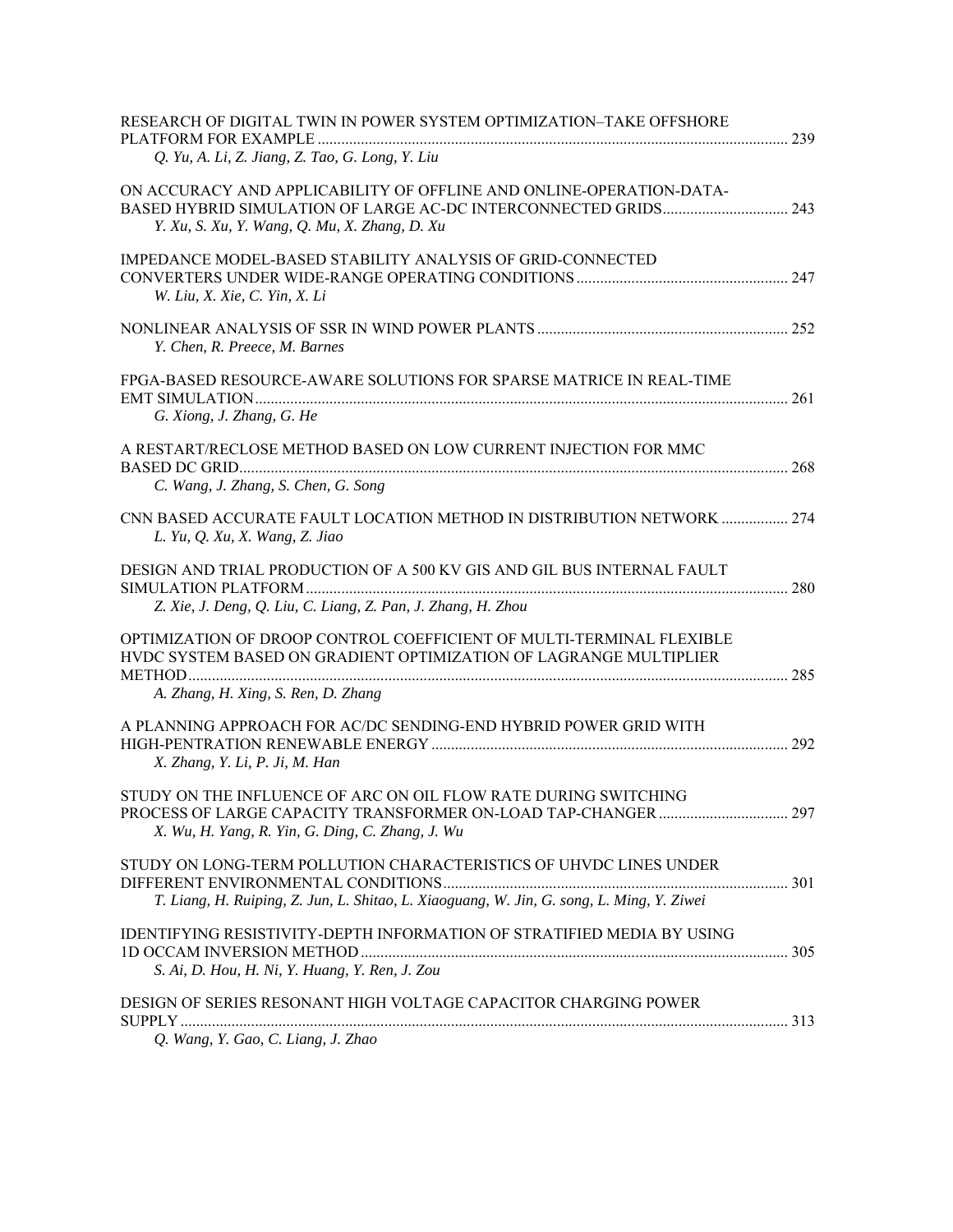RESEARCH OF DIGITAL TWIN IN POWER SYSTEM OPTIMIZATION–TAKE OFFSHORE PLATFORM FOR EXAMPLE ........ 239
*Q. Yu, A. Li, Z. Jiang, Z. Tao, G. Long, Y. Liu*

ON ACCURACY AND APPLICABILITY OF OFFLINE AND ONLINE-OPERATION-DATA-BASED HYBRID SIMULATION OF LARGE AC-DC INTERCONNECTED GRIDS ........ 243
*Y. Xu, S. Xu, Y. Wang, Q. Mu, X. Zhang, D. Xu*

IMPEDANCE MODEL-BASED STABILITY ANALYSIS OF GRID-CONNECTED CONVERTERS UNDER WIDE-RANGE OPERATING CONDITIONS ........ 247
*W. Liu, X. Xie, C. Yin, X. Li*

NONLINEAR ANALYSIS OF SSR IN WIND POWER PLANTS ........ 252
*Y. Chen, R. Preece, M. Barnes*

FPGA-BASED RESOURCE-AWARE SOLUTIONS FOR SPARSE MATRICE IN REAL-TIME EMT SIMULATION ........ 261
*G. Xiong, J. Zhang, G. He*

A RESTART/RECLOSE METHOD BASED ON LOW CURRENT INJECTION FOR MMC BASED DC GRID ........ 268
*C. Wang, J. Zhang, S. Chen, G. Song*

CNN BASED ACCURATE FAULT LOCATION METHOD IN DISTRIBUTION NETWORK ........ 274
*L. Yu, Q. Xu, X. Wang, Z. Jiao*

DESIGN AND TRIAL PRODUCTION OF A 500 KV GIS AND GIL BUS INTERNAL FAULT SIMULATION PLATFORM ........ 280
*Z. Xie, J. Deng, Q. Liu, C. Liang, Z. Pan, J. Zhang, H. Zhou*

OPTIMIZATION OF DROOP CONTROL COEFFICIENT OF MULTI-TERMINAL FLEXIBLE HVDC SYSTEM BASED ON GRADIENT OPTIMIZATION OF LAGRANGE MULTIPLIER METHOD ........ 285
*A. Zhang, H. Xing, S. Ren, D. Zhang*

A PLANNING APPROACH FOR AC/DC SENDING-END HYBRID POWER GRID WITH HIGH-PENTRATION RENEWABLE ENERGY ........ 292
*X. Zhang, Y. Li, P. Ji, M. Han*

STUDY ON THE INFLUENCE OF ARC ON OIL FLOW RATE DURING SWITCHING PROCESS OF LARGE CAPACITY TRANSFORMER ON-LOAD TAP-CHANGER ........ 297
*X. Wu, H. Yang, R. Yin, G. Ding, C. Zhang, J. Wu*

STUDY ON LONG-TERM POLLUTION CHARACTERISTICS OF UHVDC LINES UNDER DIFFERENT ENVIRONMENTAL CONDITIONS ........ 301
*T. Liang, H. Ruiping, Z. Jun, L. Shitao, L. Xiaoguang, W. Jin, G. song, L. Ming, Y. Ziwei*

IDENTIFYING RESISTIVITY-DEPTH INFORMATION OF STRATIFIED MEDIA BY USING 1D OCCAM INVERSION METHOD ........ 305
*S. Ai, D. Hou, H. Ni, Y. Huang, Y. Ren, J. Zou*

DESIGN OF SERIES RESONANT HIGH VOLTAGE CAPACITOR CHARGING POWER SUPPLY ........ 313
*Q. Wang, Y. Gao, C. Liang, J. Zhao*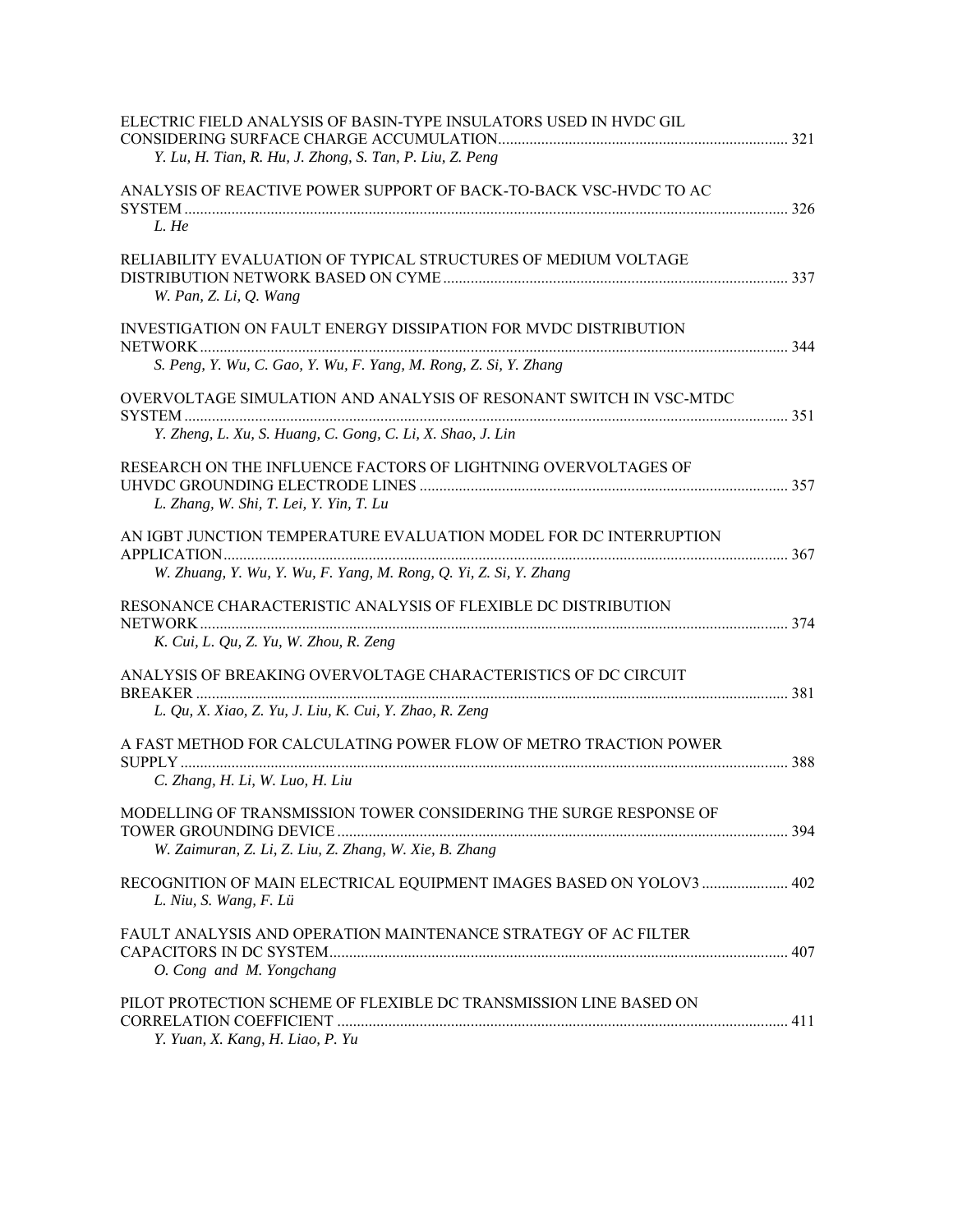ELECTRIC FIELD ANALYSIS OF BASIN-TYPE INSULATORS USED IN HVDC GIL CONSIDERING SURFACE CHARGE ACCUMULATION ........ 321
*Y. Lu, H. Tian, R. Hu, J. Zhong, S. Tan, P. Liu, Z. Peng*

ANALYSIS OF REACTIVE POWER SUPPORT OF BACK-TO-BACK VSC-HVDC TO AC SYSTEM ........ 326
*L. He*

RELIABILITY EVALUATION OF TYPICAL STRUCTURES OF MEDIUM VOLTAGE DISTRIBUTION NETWORK BASED ON CYME ........ 337
*W. Pan, Z. Li, Q. Wang*

INVESTIGATION ON FAULT ENERGY DISSIPATION FOR MVDC DISTRIBUTION NETWORK ........ 344
*S. Peng, Y. Wu, C. Gao, Y. Wu, F. Yang, M. Rong, Z. Si, Y. Zhang*

OVERVOLTAGE SIMULATION AND ANALYSIS OF RESONANT SWITCH IN VSC-MTDC SYSTEM ........ 351
*Y. Zheng, L. Xu, S. Huang, C. Gong, C. Li, X. Shao, J. Lin*

RESEARCH ON THE INFLUENCE FACTORS OF LIGHTNING OVERVOLTAGES OF UHVDC GROUNDING ELECTRODE LINES ........ 357
*L. Zhang, W. Shi, T. Lei, Y. Yin, T. Lu*

AN IGBT JUNCTION TEMPERATURE EVALUATION MODEL FOR DC INTERRUPTION APPLICATION ........ 367
*W. Zhuang, Y. Wu, Y. Wu, F. Yang, M. Rong, Q. Yi, Z. Si, Y. Zhang*

RESONANCE CHARACTERISTIC ANALYSIS OF FLEXIBLE DC DISTRIBUTION NETWORK ........ 374
*K. Cui, L. Qu, Z. Yu, W. Zhou, R. Zeng*

ANALYSIS OF BREAKING OVERVOLTAGE CHARACTERISTICS OF DC CIRCUIT BREAKER ........ 381
*L. Qu, X. Xiao, Z. Yu, J. Liu, K. Cui, Y. Zhao, R. Zeng*

A FAST METHOD FOR CALCULATING POWER FLOW OF METRO TRACTION POWER SUPPLY ........ 388
*C. Zhang, H. Li, W. Luo, H. Liu*

MODELLING OF TRANSMISSION TOWER CONSIDERING THE SURGE RESPONSE OF TOWER GROUNDING DEVICE ........ 394
*W. Zaimuran, Z. Li, Z. Liu, Z. Zhang, W. Xie, B. Zhang*

RECOGNITION OF MAIN ELECTRICAL EQUIPMENT IMAGES BASED ON YOLOV3 ........ 402
*L. Niu, S. Wang, F. Lü*

FAULT ANALYSIS AND OPERATION MAINTENANCE STRATEGY OF AC FILTER CAPACITORS IN DC SYSTEM ........ 407
*O. Cong and M. Yongchang*

PILOT PROTECTION SCHEME OF FLEXIBLE DC TRANSMISSION LINE BASED ON CORRELATION COEFFICIENT ........ 411
*Y. Yuan, X. Kang, H. Liao, P. Yu*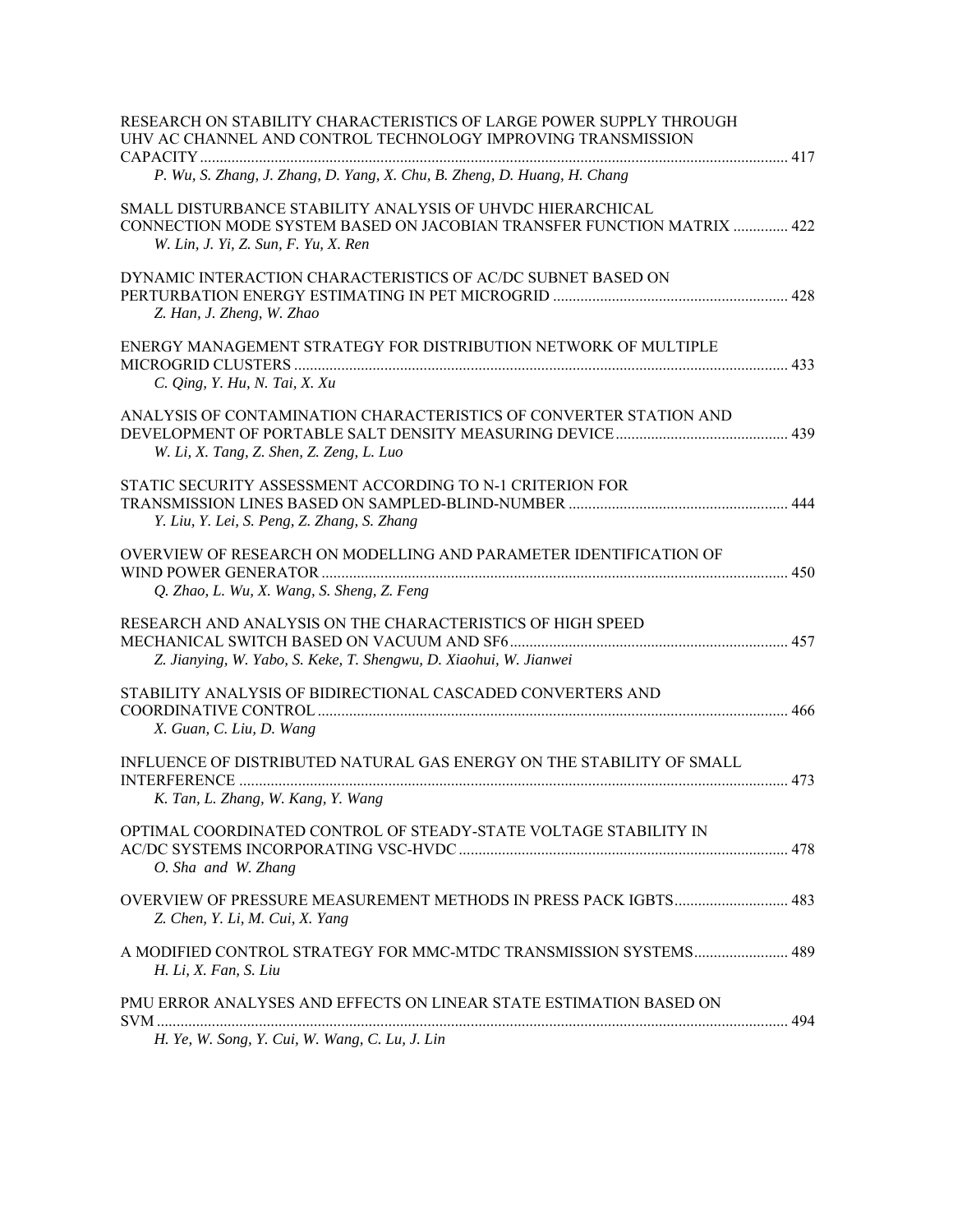RESEARCH ON STABILITY CHARACTERISTICS OF LARGE POWER SUPPLY THROUGH UHV AC CHANNEL AND CONTROL TECHNOLOGY IMPROVING TRANSMISSION CAPACITY ..................................................................................................................................................... 417
*P. Wu, S. Zhang, J. Zhang, D. Yang, X. Chu, B. Zheng, D. Huang, H. Chang*

SMALL DISTURBANCE STABILITY ANALYSIS OF UHVDC HIERARCHICAL CONNECTION MODE SYSTEM BASED ON JACOBIAN TRANSFER FUNCTION MATRIX .............. 422
*W. Lin, J. Yi, Z. Sun, F. Yu, X. Ren*

DYNAMIC INTERACTION CHARACTERISTICS OF AC/DC SUBNET BASED ON PERTURBATION ENERGY ESTIMATING IN PET MICROGRID ............................................................ 428
*Z. Han, J. Zheng, W. Zhao*

ENERGY MANAGEMENT STRATEGY FOR DISTRIBUTION NETWORK OF MULTIPLE MICROGRID CLUSTERS ............................................................................................................................. 433
*C. Qing, Y. Hu, N. Tai, X. Xu*

ANALYSIS OF CONTAMINATION CHARACTERISTICS OF CONVERTER STATION AND DEVELOPMENT OF PORTABLE SALT DENSITY MEASURING DEVICE ............................................ 439
*W. Li, X. Tang, Z. Shen, Z. Zeng, L. Luo*

STATIC SECURITY ASSESSMENT ACCORDING TO N-1 CRITERION FOR TRANSMISSION LINES BASED ON SAMPLED-BLIND-NUMBER ........................................................ 444
*Y. Liu, Y. Lei, S. Peng, Z. Zhang, S. Zhang*

OVERVIEW OF RESEARCH ON MODELLING AND PARAMETER IDENTIFICATION OF WIND POWER GENERATOR ...................................................................................................................... 450
*Q. Zhao, L. Wu, X. Wang, S. Sheng, Z. Feng*

RESEARCH AND ANALYSIS ON THE CHARACTERISTICS OF HIGH SPEED MECHANICAL SWITCH BASED ON VACUUM AND SF6 ....................................................................... 457
*Z. Jianying, W. Yabo, S. Keke, T. Shengwu, D. Xiaohui, W. Jianwei*

STABILITY ANALYSIS OF BIDIRECTIONAL CASCADED CONVERTERS AND COORDINATIVE CONTROL ....................................................................................................................... 466
*X. Guan, C. Liu, D. Wang*

INFLUENCE OF DISTRIBUTED NATURAL GAS ENERGY ON THE STABILITY OF SMALL INTERFERENCE ........................................................................................................................................... 473
*K. Tan, L. Zhang, W. Kang, Y. Wang*

OPTIMAL COORDINATED CONTROL OF STEADY-STATE VOLTAGE STABILITY IN AC/DC SYSTEMS INCORPORATING VSC-HVDC ................................................................................... 478
*O. Sha and W. Zhang*

OVERVIEW OF PRESSURE MEASUREMENT METHODS IN PRESS PACK IGBTS ............................. 483
*Z. Chen, Y. Li, M. Cui, X. Yang*

A MODIFIED CONTROL STRATEGY FOR MMC-MTDC TRANSMISSION SYSTEMS ........................ 489
*H. Li, X. Fan, S. Liu*

PMU ERROR ANALYSES AND EFFECTS ON LINEAR STATE ESTIMATION BASED ON SVM ................................................................................................................................................................ 494
*H. Ye, W. Song, Y. Cui, W. Wang, C. Lu, J. Lin*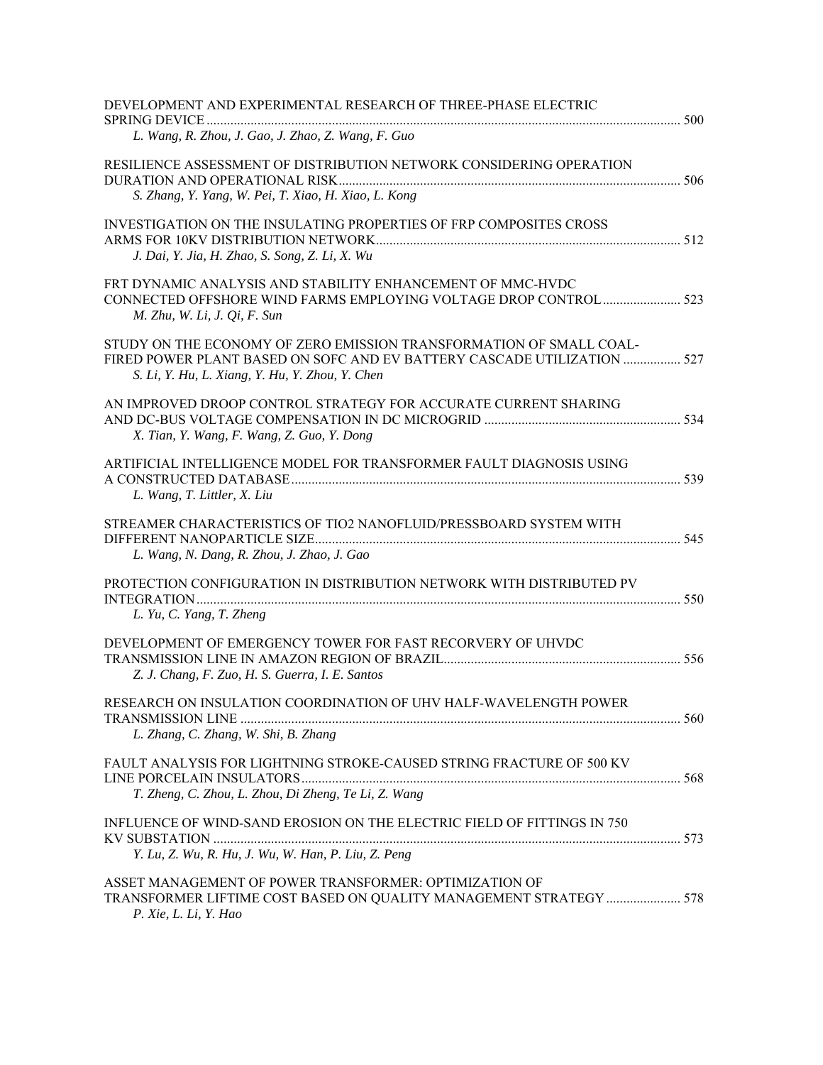DEVELOPMENT AND EXPERIMENTAL RESEARCH OF THREE-PHASE ELECTRIC SPRING DEVICE ........................................................................................................................................ 500
*L. Wang, R. Zhou, J. Gao, J. Zhao, Z. Wang, F. Guo*

RESILIENCE ASSESSMENT OF DISTRIBUTION NETWORK CONSIDERING OPERATION DURATION AND OPERATIONAL RISK.................................................................................................... 506
*S. Zhang, Y. Yang, W. Pei, T. Xiao, H. Xiao, L. Kong*

INVESTIGATION ON THE INSULATING PROPERTIES OF FRP COMPOSITES CROSS ARMS FOR 10KV DISTRIBUTION NETWORK......................................................................................... 512
*J. Dai, Y. Jia, H. Zhao, S. Song, Z. Li, X. Wu*

FRT DYNAMIC ANALYSIS AND STABILITY ENHANCEMENT OF MMC-HVDC CONNECTED OFFSHORE WIND FARMS EMPLOYING VOLTAGE DROP CONTROL....................... 523
*M. Zhu, W. Li, J. Qi, F. Sun*

STUDY ON THE ECONOMY OF ZERO EMISSION TRANSFORMATION OF SMALL COAL-FIRED POWER PLANT BASED ON SOFC AND EV BATTERY CASCADE UTILIZATION ................ 527
*S. Li, Y. Hu, L. Xiang, Y. Hu, Y. Zhou, Y. Chen*

AN IMPROVED DROOP CONTROL STRATEGY FOR ACCURATE CURRENT SHARING AND DC-BUS VOLTAGE COMPENSATION IN DC MICROGRID ........................................................ 534
*X. Tian, Y. Wang, F. Wang, Z. Guo, Y. Dong*

ARTIFICIAL INTELLIGENCE MODEL FOR TRANSFORMER FAULT DIAGNOSIS USING A CONSTRUCTED DATABASE.................................................................................................................. 539
*L. Wang, T. Littler, X. Liu*

STREAMER CHARACTERISTICS OF TIO2 NANOFLUID/PRESSBOARD SYSTEM WITH DIFFERENT NANOPARTICLE SIZE........................................................................................................... 545
*L. Wang, N. Dang, R. Zhou, J. Zhao, J. Gao*

PROTECTION CONFIGURATION IN DISTRIBUTION NETWORK WITH DISTRIBUTED PV INTEGRATION.............................................................................................................................................. 550
*L. Yu, C. Yang, T. Zheng*

DEVELOPMENT OF EMERGENCY TOWER FOR FAST RECORVERY OF UHVDC TRANSMISSION LINE IN AMAZON REGION OF BRAZIL..................................................................... 556
*Z. J. Chang, F. Zuo, H. S. Guerra, I. E. Santos*

RESEARCH ON INSULATION COORDINATION OF UHV HALF-WAVELENGTH POWER TRANSMISSION LINE .................................................................................................................................. 560
*L. Zhang, C. Zhang, W. Shi, B. Zhang*

FAULT ANALYSIS FOR LIGHTNING STROKE-CAUSED STRING FRACTURE OF 500 KV LINE PORCELAIN INSULATORS............................................................................................................... 568
*T. Zheng, C. Zhou, L. Zhou, Di Zheng, Te Li, Z. Wang*

INFLUENCE OF WIND-SAND EROSION ON THE ELECTRIC FIELD OF FITTINGS IN 750 KV SUBSTATION ......................................................................................................................................... 573
*Y. Lu, Z. Wu, R. Hu, J. Wu, W. Han, P. Liu, Z. Peng*

ASSET MANAGEMENT OF POWER TRANSFORMER: OPTIMIZATION OF TRANSFORMER LIFTIME COST BASED ON QUALITY MANAGEMENT STRATEGY ...................... 578
*P. Xie, L. Li, Y. Hao*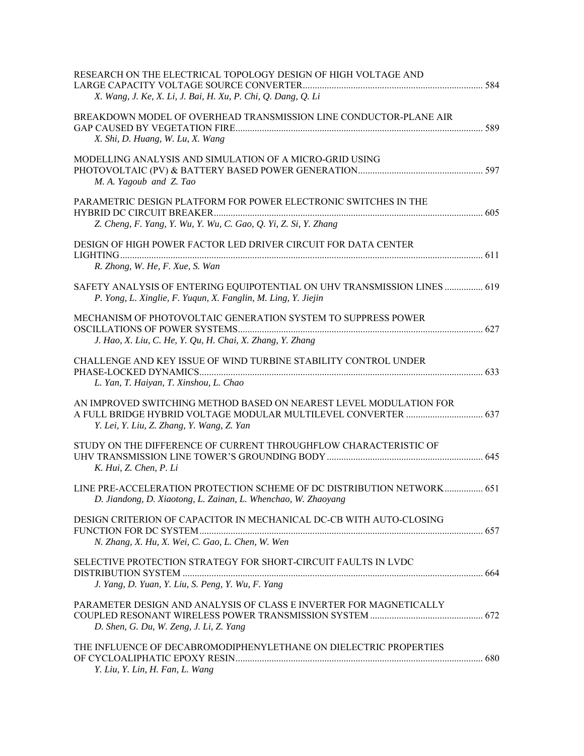RESEARCH ON THE ELECTRICAL TOPOLOGY DESIGN OF HIGH VOLTAGE AND LARGE CAPACITY VOLTAGE SOURCE CONVERTER ........................................................................... 584
*X. Wang, J. Ke, X. Li, J. Bai, H. Xu, P. Chi, Q. Dang, Q. Li*

BREAKDOWN MODEL OF OVERHEAD TRANSMISSION LINE CONDUCTOR-PLANE AIR GAP CAUSED BY VEGETATION FIRE ........................................................................... 589
*X. Shi, D. Huang, W. Lu, X. Wang*

MODELLING ANALYSIS AND SIMULATION OF A MICRO-GRID USING PHOTOVOLTAIC (PV) & BATTERY BASED POWER GENERATION ........................................... 597
*M. A. Yagoub and Z. Tao*

PARAMETRIC DESIGN PLATFORM FOR POWER ELECTRONIC SWITCHES IN THE HYBRID DC CIRCUIT BREAKER ........................................................................... 605
*Z. Cheng, F. Yang, Y. Wu, Y. Wu, C. Gao, Q. Yi, Z. Si, Y. Zhang*

DESIGN OF HIGH POWER FACTOR LED DRIVER CIRCUIT FOR DATA CENTER LIGHTING ........................................................................... 611
*R. Zhong, W. He, F. Xue, S. Wan*

SAFETY ANALYSIS OF ENTERING EQUIPOTENTIAL ON UHV TRANSMISSION LINES ................ 619
*P. Yong, L. Xinglie, F. Yuqun, X. Fanglin, M. Ling, Y. Jiejin*

MECHANISM OF PHOTOVOLTAIC GENERATION SYSTEM TO SUPPRESS POWER OSCILLATIONS OF POWER SYSTEMS ........................................................................... 627
*J. Hao, X. Liu, C. He, Y. Qu, H. Chai, X. Zhang, Y. Zhang*

CHALLENGE AND KEY ISSUE OF WIND TURBINE STABILITY CONTROL UNDER PHASE-LOCKED DYNAMICS ........................................................................... 633
*L. Yan, T. Haiyan, T. Xinshou, L. Chao*

AN IMPROVED SWITCHING METHOD BASED ON NEAREST LEVEL MODULATION FOR A FULL BRIDGE HYBRID VOLTAGE MODULAR MULTILEVEL CONVERTER ................................ 637
*Y. Lei, Y. Liu, Z. Zhang, Y. Wang, Z. Yan*

STUDY ON THE DIFFERENCE OF CURRENT THROUGHFLOW CHARACTERISTIC OF UHV TRANSMISSION LINE TOWER'S GROUNDING BODY ................................................................. 645
*K. Hui, Z. Chen, P. Li*

LINE PRE-ACCELERATION PROTECTION SCHEME OF DC DISTRIBUTION NETWORK ................ 651
*D. Jiandong, D. Xiaotong, L. Zainan, L. Whenchao, W. Zhaoyang*

DESIGN CRITERION OF CAPACITOR IN MECHANICAL DC-CB WITH AUTO-CLOSING FUNCTION FOR DC SYSTEM ........................................................................... 657
*N. Zhang, X. Hu, X. Wei, C. Gao, L. Chen, W. Wen*

SELECTIVE PROTECTION STRATEGY FOR SHORT-CIRCUIT FAULTS IN LVDC DISTRIBUTION SYSTEM ........................................................................... 664
*J. Yang, D. Yuan, Y. Liu, S. Peng, Y. Wu, F. Yang*

PARAMETER DESIGN AND ANALYSIS OF CLASS E INVERTER FOR MAGNETICALLY COUPLED RESONANT WIRELESS POWER TRANSMISSION SYSTEM .............................................. 672
*D. Shen, G. Du, W. Zeng, J. Li, Z. Yang*

THE INFLUENCE OF DECABROMODIPHENYLETHANE ON DIELECTRIC PROPERTIES OF CYCLOALIPHATIC EPOXY RESIN ........................................................................... 680
*Y. Liu, Y. Lin, H. Fan, L. Wang*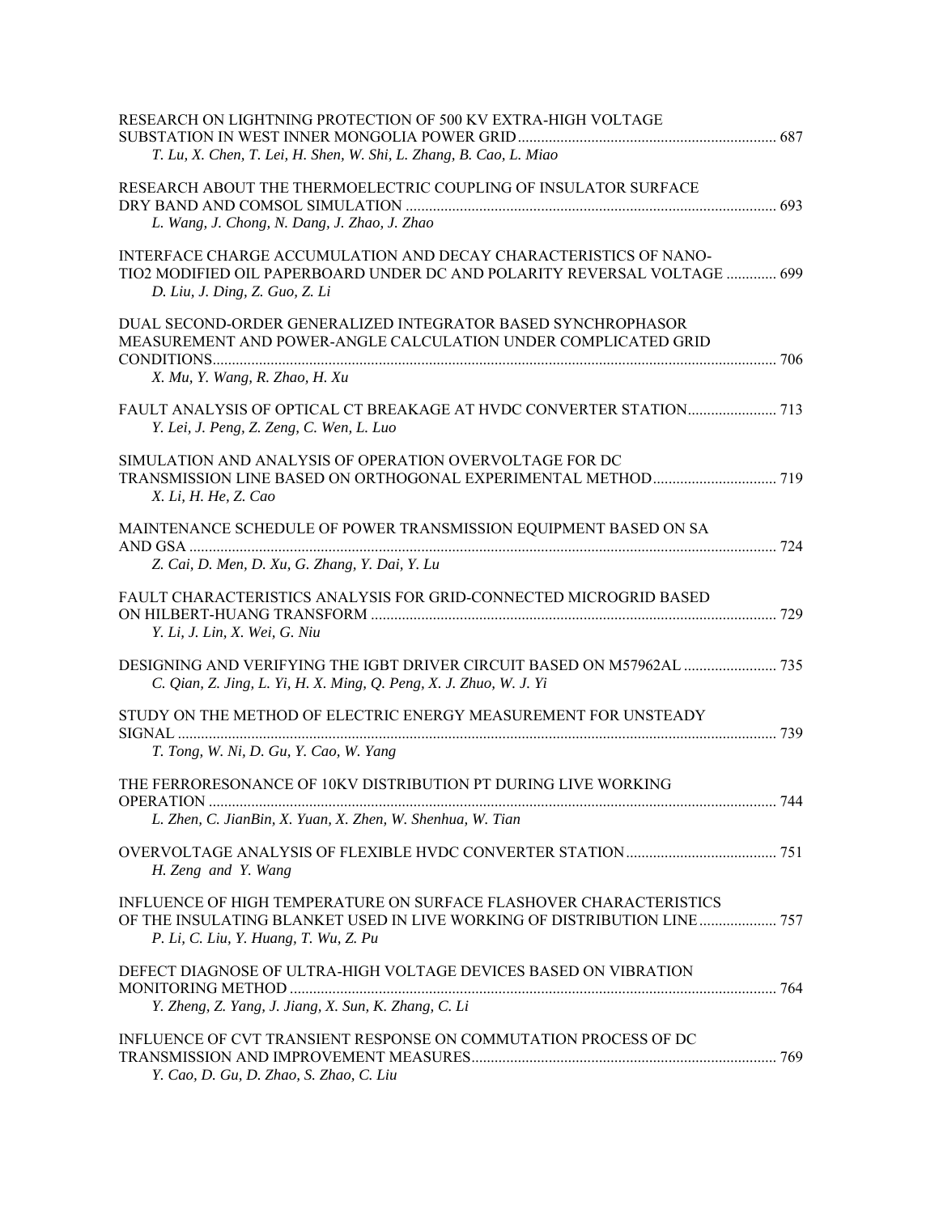RESEARCH ON LIGHTNING PROTECTION OF 500 KV EXTRA-HIGH VOLTAGE SUBSTATION IN WEST INNER MONGOLIA POWER GRID .................................................................. 687
*T. Lu, X. Chen, T. Lei, H. Shen, W. Shi, L. Zhang, B. Cao, L. Miao*

RESEARCH ABOUT THE THERMOELECTRIC COUPLING OF INSULATOR SURFACE DRY BAND AND COMSOL SIMULATION .............................................................................................. 693
*L. Wang, J. Chong, N. Dang, J. Zhao, J. Zhao*

INTERFACE CHARGE ACCUMULATION AND DECAY CHARACTERISTICS OF NANO-TIO2 MODIFIED OIL PAPERBOARD UNDER DC AND POLARITY REVERSAL VOLTAGE ............. 699
*D. Liu, J. Ding, Z. Guo, Z. Li*

DUAL SECOND-ORDER GENERALIZED INTEGRATOR BASED SYNCHROPHASOR MEASUREMENT AND POWER-ANGLE CALCULATION UNDER COMPLICATED GRID CONDITIONS.................................................................................................................................... 706
*X. Mu, Y. Wang, R. Zhao, H. Xu*

FAULT ANALYSIS OF OPTICAL CT BREAKAGE AT HVDC CONVERTER STATION....................... 713
*Y. Lei, J. Peng, Z. Zeng, C. Wen, L. Luo*

SIMULATION AND ANALYSIS OF OPERATION OVERVOLTAGE FOR DC TRANSMISSION LINE BASED ON ORTHOGONAL EXPERIMENTAL METHOD................................ 719
*X. Li, H. He, Z. Cao*

MAINTENANCE SCHEDULE OF POWER TRANSMISSION EQUIPMENT BASED ON SA AND GSA ........................................................................................................................................ 724
*Z. Cai, D. Men, D. Xu, G. Zhang, Y. Dai, Y. Lu*

FAULT CHARACTERISTICS ANALYSIS FOR GRID-CONNECTED MICROGRID BASED ON HILBERT-HUANG TRANSFORM ........................................................................................ 729
*Y. Li, J. Lin, X. Wei, G. Niu*

DESIGNING AND VERIFYING THE IGBT DRIVER CIRCUIT BASED ON M57962AL ........................ 735
*C. Qian, Z. Jing, L. Yi, H. X. Ming, Q. Peng, X. J. Zhuo, W. J. Yi*

STUDY ON THE METHOD OF ELECTRIC ENERGY MEASUREMENT FOR UNSTEADY SIGNAL ........................................................................................................................................... 739
*T. Tong, W. Ni, D. Gu, Y. Cao, W. Yang*

THE FERRORESONANCE OF 10KV DISTRIBUTION PT DURING LIVE WORKING OPERATION ................................................................................................................................... 744
*L. Zhen, C. JianBin, X. Yuan, X. Zhen, W. Shenhua, W. Tian*

OVERVOLTAGE ANALYSIS OF FLEXIBLE HVDC CONVERTER STATION....................................... 751
*H. Zeng and Y. Wang*

INFLUENCE OF HIGH TEMPERATURE ON SURFACE FLASHOVER CHARACTERISTICS OF THE INSULATING BLANKET USED IN LIVE WORKING OF DISTRIBUTION LINE.................... 757
*P. Li, C. Liu, Y. Huang, T. Wu, Z. Pu*

DEFECT DIAGNOSE OF ULTRA-HIGH VOLTAGE DEVICES BASED ON VIBRATION MONITORING METHOD ............................................................................................................. 764
*Y. Zheng, Z. Yang, J. Jiang, X. Sun, K. Zhang, C. Li*

INFLUENCE OF CVT TRANSIENT RESPONSE ON COMMUTATION PROCESS OF DC TRANSMISSION AND IMPROVEMENT MEASURES.............................................................................. 769
*Y. Cao, D. Gu, D. Zhao, S. Zhao, C. Liu*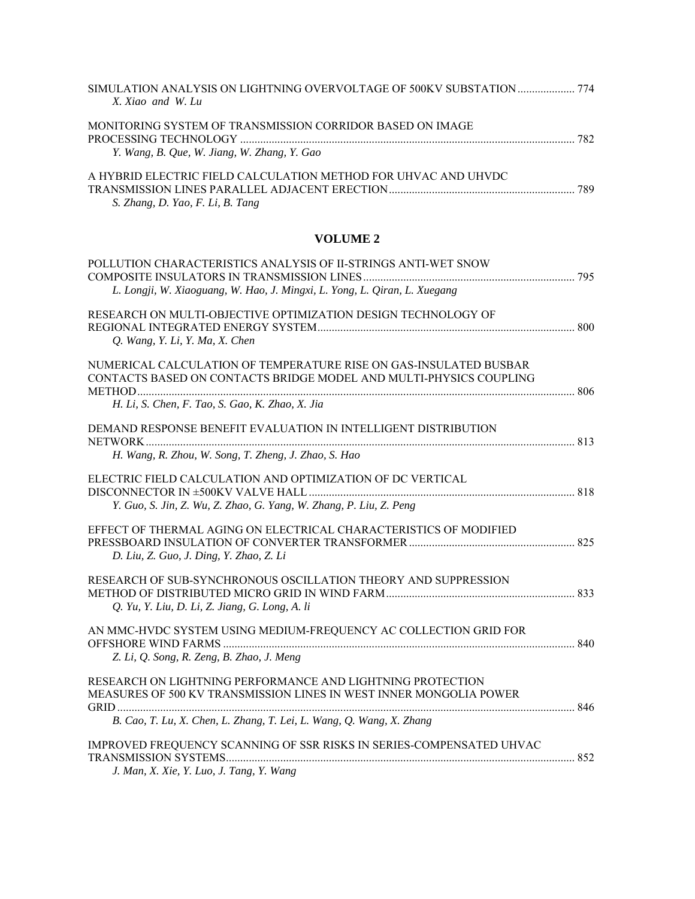SIMULATION ANALYSIS ON LIGHTNING OVERVOLTAGE OF 500KV SUBSTATION .................... 774
*X. Xiao and W. Lu*

MONITORING SYSTEM OF TRANSMISSION CORRIDOR BASED ON IMAGE PROCESSING TECHNOLOGY .................... 782
*Y. Wang, B. Que, W. Jiang, W. Zhang, Y. Gao*

A HYBRID ELECTRIC FIELD CALCULATION METHOD FOR UHVAC AND UHVDC TRANSMISSION LINES PARALLEL ADJACENT ERECTION .................... 789
*S. Zhang, D. Yao, F. Li, B. Tang*

## VOLUME 2

POLLUTION CHARACTERISTICS ANALYSIS OF II-STRINGS ANTI-WET SNOW COMPOSITE INSULATORS IN TRANSMISSION LINES .................... 795
*L. Longji, W. Xiaoguang, W. Hao, J. Mingxi, L. Yong, L. Qiran, L. Xuegang*

RESEARCH ON MULTI-OBJECTIVE OPTIMIZATION DESIGN TECHNOLOGY OF REGIONAL INTEGRATED ENERGY SYSTEM .................... 800
*Q. Wang, Y. Li, Y. Ma, X. Chen*

NUMERICAL CALCULATION OF TEMPERATURE RISE ON GAS-INSULATED BUSBAR CONTACTS BASED ON CONTACTS BRIDGE MODEL AND MULTI-PHYSICS COUPLING METHOD .................... 806
*H. Li, S. Chen, F. Tao, S. Gao, K. Zhao, X. Jia*

DEMAND RESPONSE BENEFIT EVALUATION IN INTELLIGENT DISTRIBUTION NETWORK .................... 813
*H. Wang, R. Zhou, W. Song, T. Zheng, J. Zhao, S. Hao*

ELECTRIC FIELD CALCULATION AND OPTIMIZATION OF DC VERTICAL DISCONNECTOR IN ±500KV VALVE HALL .................... 818
*Y. Guo, S. Jin, Z. Wu, Z. Zhao, G. Yang, W. Zhang, P. Liu, Z. Peng*

EFFECT OF THERMAL AGING ON ELECTRICAL CHARACTERISTICS OF MODIFIED PRESSBOARD INSULATION OF CONVERTER TRANSFORMER .................... 825
*D. Liu, Z. Guo, J. Ding, Y. Zhao, Z. Li*

RESEARCH OF SUB-SYNCHRONOUS OSCILLATION THEORY AND SUPPRESSION METHOD OF DISTRIBUTED MICRO GRID IN WIND FARM .................... 833
*Q. Yu, Y. Liu, D. Li, Z. Jiang, G. Long, A. li*

AN MMC-HVDC SYSTEM USING MEDIUM-FREQUENCY AC COLLECTION GRID FOR OFFSHORE WIND FARMS .................... 840
*Z. Li, Q. Song, R. Zeng, B. Zhao, J. Meng*

RESEARCH ON LIGHTNING PERFORMANCE AND LIGHTNING PROTECTION MEASURES OF 500 KV TRANSMISSION LINES IN WEST INNER MONGOLIA POWER GRID .................... 846
*B. Cao, T. Lu, X. Chen, L. Zhang, T. Lei, L. Wang, Q. Wang, X. Zhang*

IMPROVED FREQUENCY SCANNING OF SSR RISKS IN SERIES-COMPENSATED UHVAC TRANSMISSION SYSTEMS .................... 852
*J. Man, X. Xie, Y. Luo, J. Tang, Y. Wang*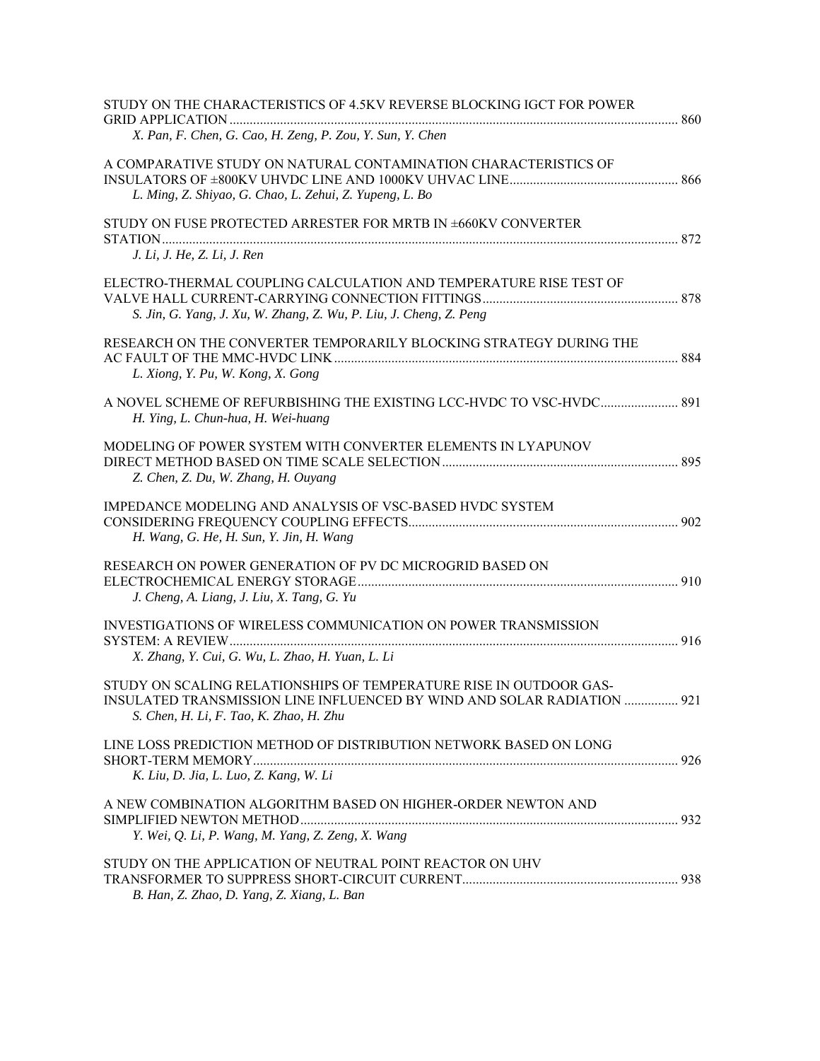STUDY ON THE CHARACTERISTICS OF 4.5KV REVERSE BLOCKING IGCT FOR POWER GRID APPLICATION ..... 860
*X. Pan, F. Chen, G. Cao, H. Zeng, P. Zou, Y. Sun, Y. Chen*

A COMPARATIVE STUDY ON NATURAL CONTAMINATION CHARACTERISTICS OF INSULATORS OF ±800KV UHVDC LINE AND 1000KV UHVAC LINE ..... 866
*L. Ming, Z. Shiyao, G. Chao, L. Zehui, Z. Yupeng, L. Bo*

STUDY ON FUSE PROTECTED ARRESTER FOR MRTB IN ±660KV CONVERTER STATION ..... 872
*J. Li, J. He, Z. Li, J. Ren*

ELECTRO-THERMAL COUPLING CALCULATION AND TEMPERATURE RISE TEST OF VALVE HALL CURRENT-CARRYING CONNECTION FITTINGS ..... 878
*S. Jin, G. Yang, J. Xu, W. Zhang, Z. Wu, P. Liu, J. Cheng, Z. Peng*

RESEARCH ON THE CONVERTER TEMPORARILY BLOCKING STRATEGY DURING THE AC FAULT OF THE MMC-HVDC LINK ..... 884
*L. Xiong, Y. Pu, W. Kong, X. Gong*

A NOVEL SCHEME OF REFURBISHING THE EXISTING LCC-HVDC TO VSC-HVDC ..... 891
*H. Ying, L. Chun-hua, H. Wei-huang*

MODELING OF POWER SYSTEM WITH CONVERTER ELEMENTS IN LYAPUNOV DIRECT METHOD BASED ON TIME SCALE SELECTION ..... 895
*Z. Chen, Z. Du, W. Zhang, H. Ouyang*

IMPEDANCE MODELING AND ANALYSIS OF VSC-BASED HVDC SYSTEM CONSIDERING FREQUENCY COUPLING EFFECTS ..... 902
*H. Wang, G. He, H. Sun, Y. Jin, H. Wang*

RESEARCH ON POWER GENERATION OF PV DC MICROGRID BASED ON ELECTROCHEMICAL ENERGY STORAGE ..... 910
*J. Cheng, A. Liang, J. Liu, X. Tang, G. Yu*

INVESTIGATIONS OF WIRELESS COMMUNICATION ON POWER TRANSMISSION SYSTEM: A REVIEW ..... 916
*X. Zhang, Y. Cui, G. Wu, L. Zhao, H. Yuan, L. Li*

STUDY ON SCALING RELATIONSHIPS OF TEMPERATURE RISE IN OUTDOOR GAS-INSULATED TRANSMISSION LINE INFLUENCED BY WIND AND SOLAR RADIATION ..... 921
*S. Chen, H. Li, F. Tao, K. Zhao, H. Zhu*

LINE LOSS PREDICTION METHOD OF DISTRIBUTION NETWORK BASED ON LONG SHORT-TERM MEMORY ..... 926
*K. Liu, D. Jia, L. Luo, Z. Kang, W. Li*

A NEW COMBINATION ALGORITHM BASED ON HIGHER-ORDER NEWTON AND SIMPLIFIED NEWTON METHOD ..... 932
*Y. Wei, Q. Li, P. Wang, M. Yang, Z. Zeng, X. Wang*

STUDY ON THE APPLICATION OF NEUTRAL POINT REACTOR ON UHV TRANSFORMER TO SUPPRESS SHORT-CIRCUIT CURRENT ..... 938
*B. Han, Z. Zhao, D. Yang, Z. Xiang, L. Ban*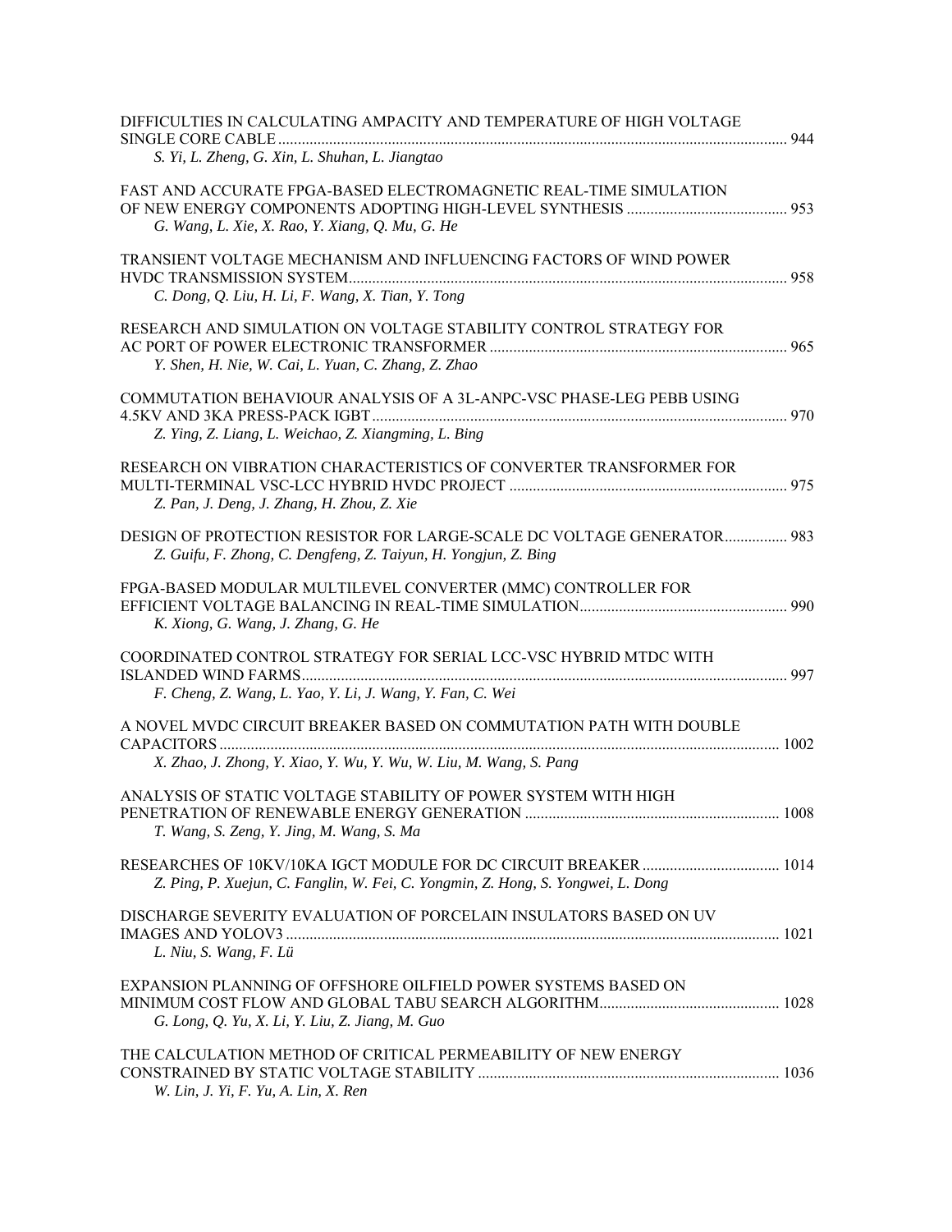DIFFICULTIES IN CALCULATING AMPACITY AND TEMPERATURE OF HIGH VOLTAGE SINGLE CORE CABLE ........ 944
*S. Yi, L. Zheng, G. Xin, L. Shuhan, L. Jiangtao*

FAST AND ACCURATE FPGA-BASED ELECTROMAGNETIC REAL-TIME SIMULATION OF NEW ENERGY COMPONENTS ADOPTING HIGH-LEVEL SYNTHESIS ........ 953
*G. Wang, L. Xie, X. Rao, Y. Xiang, Q. Mu, G. He*

TRANSIENT VOLTAGE MECHANISM AND INFLUENCING FACTORS OF WIND POWER HVDC TRANSMISSION SYSTEM ........ 958
*C. Dong, Q. Liu, H. Li, F. Wang, X. Tian, Y. Tong*

RESEARCH AND SIMULATION ON VOLTAGE STABILITY CONTROL STRATEGY FOR AC PORT OF POWER ELECTRONIC TRANSFORMER ........ 965
*Y. Shen, H. Nie, W. Cai, L. Yuan, C. Zhang, Z. Zhao*

COMMUTATION BEHAVIOUR ANALYSIS OF A 3L-ANPC-VSC PHASE-LEG PEBB USING 4.5KV AND 3KA PRESS-PACK IGBT ........ 970
*Z. Ying, Z. Liang, L. Weichao, Z. Xiangming, L. Bing*

RESEARCH ON VIBRATION CHARACTERISTICS OF CONVERTER TRANSFORMER FOR MULTI-TERMINAL VSC-LCC HYBRID HVDC PROJECT ........ 975
*Z. Pan, J. Deng, J. Zhang, H. Zhou, Z. Xie*

DESIGN OF PROTECTION RESISTOR FOR LARGE-SCALE DC VOLTAGE GENERATOR ........ 983
*Z. Guifu, F. Zhong, C. Dengfeng, Z. Taiyun, H. Yongjun, Z. Bing*

FPGA-BASED MODULAR MULTILEVEL CONVERTER (MMC) CONTROLLER FOR EFFICIENT VOLTAGE BALANCING IN REAL-TIME SIMULATION ........ 990
*K. Xiong, G. Wang, J. Zhang, G. He*

COORDINATED CONTROL STRATEGY FOR SERIAL LCC-VSC HYBRID MTDC WITH ISLANDED WIND FARMS ........ 997
*F. Cheng, Z. Wang, L. Yao, Y. Li, J. Wang, Y. Fan, C. Wei*

A NOVEL MVDC CIRCUIT BREAKER BASED ON COMMUTATION PATH WITH DOUBLE CAPACITORS ........ 1002
*X. Zhao, J. Zhong, Y. Xiao, Y. Wu, Y. Wu, W. Liu, M. Wang, S. Pang*

ANALYSIS OF STATIC VOLTAGE STABILITY OF POWER SYSTEM WITH HIGH PENETRATION OF RENEWABLE ENERGY GENERATION ........ 1008
*T. Wang, S. Zeng, Y. Jing, M. Wang, S. Ma*

RESEARCHES OF 10KV/10KA IGCT MODULE FOR DC CIRCUIT BREAKER ........ 1014
*Z. Ping, P. Xuejun, C. Fanglin, W. Fei, C. Yongmin, Z. Hong, S. Yongwei, L. Dong*

DISCHARGE SEVERITY EVALUATION OF PORCELAIN INSULATORS BASED ON UV IMAGES AND YOLOV3 ........ 1021
*L. Niu, S. Wang, F. Lü*

EXPANSION PLANNING OF OFFSHORE OILFIELD POWER SYSTEMS BASED ON MINIMUM COST FLOW AND GLOBAL TABU SEARCH ALGORITHM ........ 1028
*G. Long, Q. Yu, X. Li, Y. Liu, Z. Jiang, M. Guo*

THE CALCULATION METHOD OF CRITICAL PERMEABILITY OF NEW ENERGY CONSTRAINED BY STATIC VOLTAGE STABILITY ........ 1036
*W. Lin, J. Yi, F. Yu, A. Lin, X. Ren*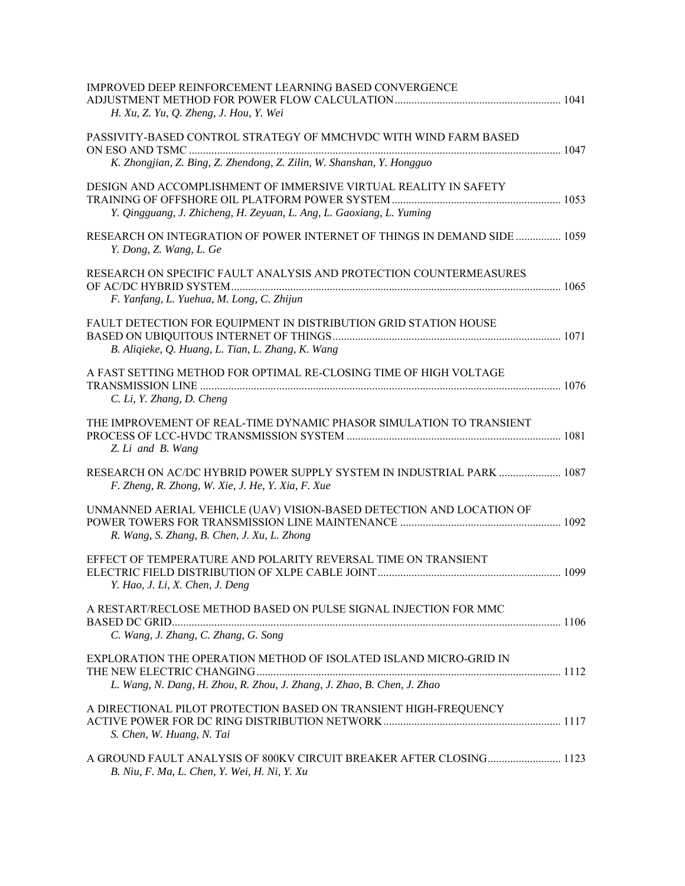IMPROVED DEEP REINFORCEMENT LEARNING BASED CONVERGENCE ADJUSTMENT METHOD FOR POWER FLOW CALCULATION ........................................................... 1041
*H. Xu, Z. Yu, Q. Zheng, J. Hou, Y. Wei*

PASSIVITY-BASED CONTROL STRATEGY OF MMCHVDC WITH WIND FARM BASED ON ESO AND TSMC ........................................................................................................................ 1047
*K. Zhongjian, Z. Bing, Z. Zhendong, Z. Zilin, W. Shanshan, Y. Hongguo*

DESIGN AND ACCOMPLISHMENT OF IMMERSIVE VIRTUAL REALITY IN SAFETY TRAINING OF OFFSHORE OIL PLATFORM POWER SYSTEM ........................................................... 1053
*Y. Qingguang, J. Zhicheng, H. Zeyuan, L. Ang, L. Gaoxiang, L. Yuming*

RESEARCH ON INTEGRATION OF POWER INTERNET OF THINGS IN DEMAND SIDE ................ 1059
*Y. Dong, Z. Wang, L. Ge*

RESEARCH ON SPECIFIC FAULT ANALYSIS AND PROTECTION COUNTERMEASURES OF AC/DC HYBRID SYSTEM ..................................................................................................................... 1065
*F. Yanfang, L. Yuehua, M. Long, C. Zhijun*

FAULT DETECTION FOR EQUIPMENT IN DISTRIBUTION GRID STATION HOUSE BASED ON UBIQUITOUS INTERNET OF THINGS ................................................................................ 1071
*B. Aliqieke, Q. Huang, L. Tian, L. Zhang, K. Wang*

A FAST SETTING METHOD FOR OPTIMAL RE-CLOSING TIME OF HIGH VOLTAGE TRANSMISSION LINE ................................................................................................................................ 1076
*C. Li, Y. Zhang, D. Cheng*

THE IMPROVEMENT OF REAL-TIME DYNAMIC PHASOR SIMULATION TO TRANSIENT PROCESS OF LCC-HVDC TRANSMISSION SYSTEM ........................................................................... 1081
*Z. Li and B. Wang*

RESEARCH ON AC/DC HYBRID POWER SUPPLY SYSTEM IN INDUSTRIAL PARK ...................... 1087
*F. Zheng, R. Zhong, W. Xie, J. He, Y. Xia, F. Xue*

UNMANNED AERIAL VEHICLE (UAV) VISION-BASED DETECTION AND LOCATION OF POWER TOWERS FOR TRANSMISSION LINE MAINTENANCE ........................................................ 1092
*R. Wang, S. Zhang, B. Chen, J. Xu, L. Zhong*

EFFECT OF TEMPERATURE AND POLARITY REVERSAL TIME ON TRANSIENT ELECTRIC FIELD DISTRIBUTION OF XLPE CABLE JOINT ................................................................ 1099
*Y. Hao, J. Li, X. Chen, J. Deng*

A RESTART/RECLOSE METHOD BASED ON PULSE SIGNAL INJECTION FOR MMC BASED DC GRID........................................................................................................................................... 1106
*C. Wang, J. Zhang, C. Zhang, G. Song*

EXPLORATION THE OPERATION METHOD OF ISOLATED ISLAND MICRO-GRID IN THE NEW ELECTRIC CHANGING........................................................................................................... 1112
*L. Wang, N. Dang, H. Zhou, R. Zhou, J. Zhang, J. Zhao, B. Chen, J. Zhao*

A DIRECTIONAL PILOT PROTECTION BASED ON TRANSIENT HIGH-FREQUENCY ACTIVE POWER FOR DC RING DISTRIBUTION NETWORK .............................................................. 1117
*S. Chen, W. Huang, N. Tai*

A GROUND FAULT ANALYSIS OF 800KV CIRCUIT BREAKER AFTER CLOSING.......................... 1123
*B. Niu, F. Ma, L. Chen, Y. Wei, H. Ni, Y. Xu*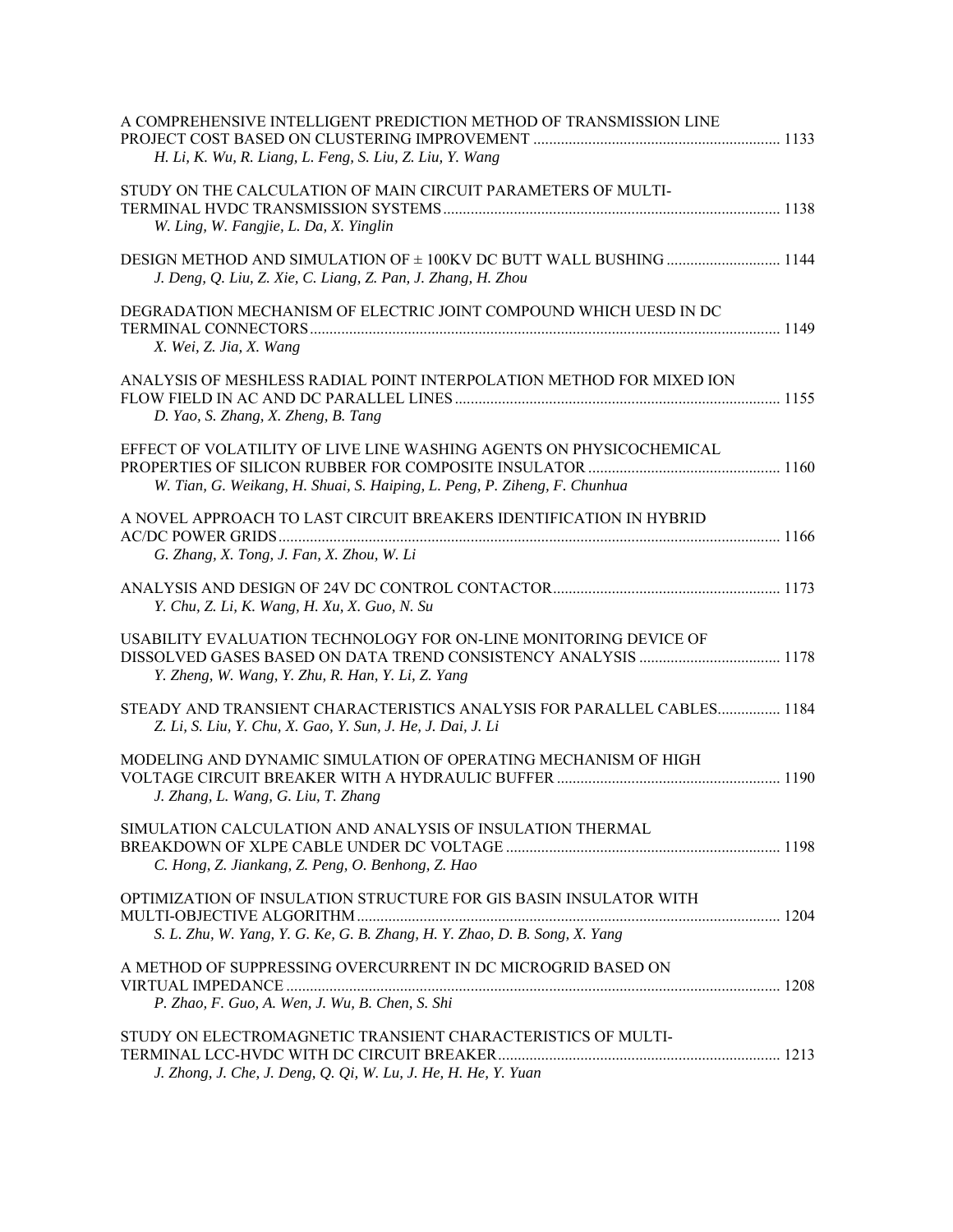A COMPREHENSIVE INTELLIGENT PREDICTION METHOD OF TRANSMISSION LINE PROJECT COST BASED ON CLUSTERING IMPROVEMENT ............................................................ 1133
*H. Li, K. Wu, R. Liang, L. Feng, S. Liu, Z. Liu, Y. Wang*

STUDY ON THE CALCULATION OF MAIN CIRCUIT PARAMETERS OF MULTI-TERMINAL HVDC TRANSMISSION SYSTEMS ..................................................................................... 1138
*W. Ling, W. Fangjie, L. Da, X. Yinglin*

DESIGN METHOD AND SIMULATION OF ± 100KV DC BUTT WALL BUSHING ............................ 1144
*J. Deng, Q. Liu, Z. Xie, C. Liang, Z. Pan, J. Zhang, H. Zhou*

DEGRADATION MECHANISM OF ELECTRIC JOINT COMPOUND WHICH UESD IN DC TERMINAL CONNECTORS ....................................................................................................................... 1149
*X. Wei, Z. Jia, X. Wang*

ANALYSIS OF MESHLESS RADIAL POINT INTERPOLATION METHOD FOR MIXED ION FLOW FIELD IN AC AND DC PARALLEL LINES .................................................................................. 1155
*D. Yao, S. Zhang, X. Zheng, B. Tang*

EFFECT OF VOLATILITY OF LIVE LINE WASHING AGENTS ON PHYSICOCHEMICAL PROPERTIES OF SILICON RUBBER FOR COMPOSITE INSULATOR ................................................ 1160
*W. Tian, G. Weikang, H. Shuai, S. Haiping, L. Peng, P. Ziheng, F. Chunhua*

A NOVEL APPROACH TO LAST CIRCUIT BREAKERS IDENTIFICATION IN HYBRID AC/DC POWER GRIDS ................................................................................................................................ 1166
*G. Zhang, X. Tong, J. Fan, X. Zhou, W. Li*

ANALYSIS AND DESIGN OF 24V DC CONTROL CONTACTOR ......................................................... 1173
*Y. Chu, Z. Li, K. Wang, H. Xu, X. Guo, N. Su*

USABILITY EVALUATION TECHNOLOGY FOR ON-LINE MONITORING DEVICE OF DISSOLVED GASES BASED ON DATA TREND CONSISTENCY ANALYSIS ................................... 1178
*Y. Zheng, W. Wang, Y. Zhu, R. Han, Y. Li, Z. Yang*

STEADY AND TRANSIENT CHARACTERISTICS ANALYSIS FOR PARALLEL CABLES................ 1184
*Z. Li, S. Liu, Y. Chu, X. Gao, Y. Sun, J. He, J. Dai, J. Li*

MODELING AND DYNAMIC SIMULATION OF OPERATING MECHANISM OF HIGH VOLTAGE CIRCUIT BREAKER WITH A HYDRAULIC BUFFER ......................................................... 1190
*J. Zhang, L. Wang, G. Liu, T. Zhang*

SIMULATION CALCULATION AND ANALYSIS OF INSULATION THERMAL BREAKDOWN OF XLPE CABLE UNDER DC VOLTAGE ...................................................................... 1198
*C. Hong, Z. Jiankang, Z. Peng, O. Benhong, Z. Hao*

OPTIMIZATION OF INSULATION STRUCTURE FOR GIS BASIN INSULATOR WITH MULTI-OBJECTIVE ALGORITHM ........................................................................................................... 1204
*S. L. Zhu, W. Yang, Y. G. Ke, G. B. Zhang, H. Y. Zhao, D. B. Song, X. Yang*

A METHOD OF SUPPRESSING OVERCURRENT IN DC MICROGRID BASED ON VIRTUAL IMPEDANCE .............................................................................................................................. 1208
*P. Zhao, F. Guo, A. Wen, J. Wu, B. Chen, S. Shi*

STUDY ON ELECTROMAGNETIC TRANSIENT CHARACTERISTICS OF MULTI-TERMINAL LCC-HVDC WITH DC CIRCUIT BREAKER ........................................................................ 1213
*J. Zhong, J. Che, J. Deng, Q. Qi, W. Lu, J. He, H. He, Y. Yuan*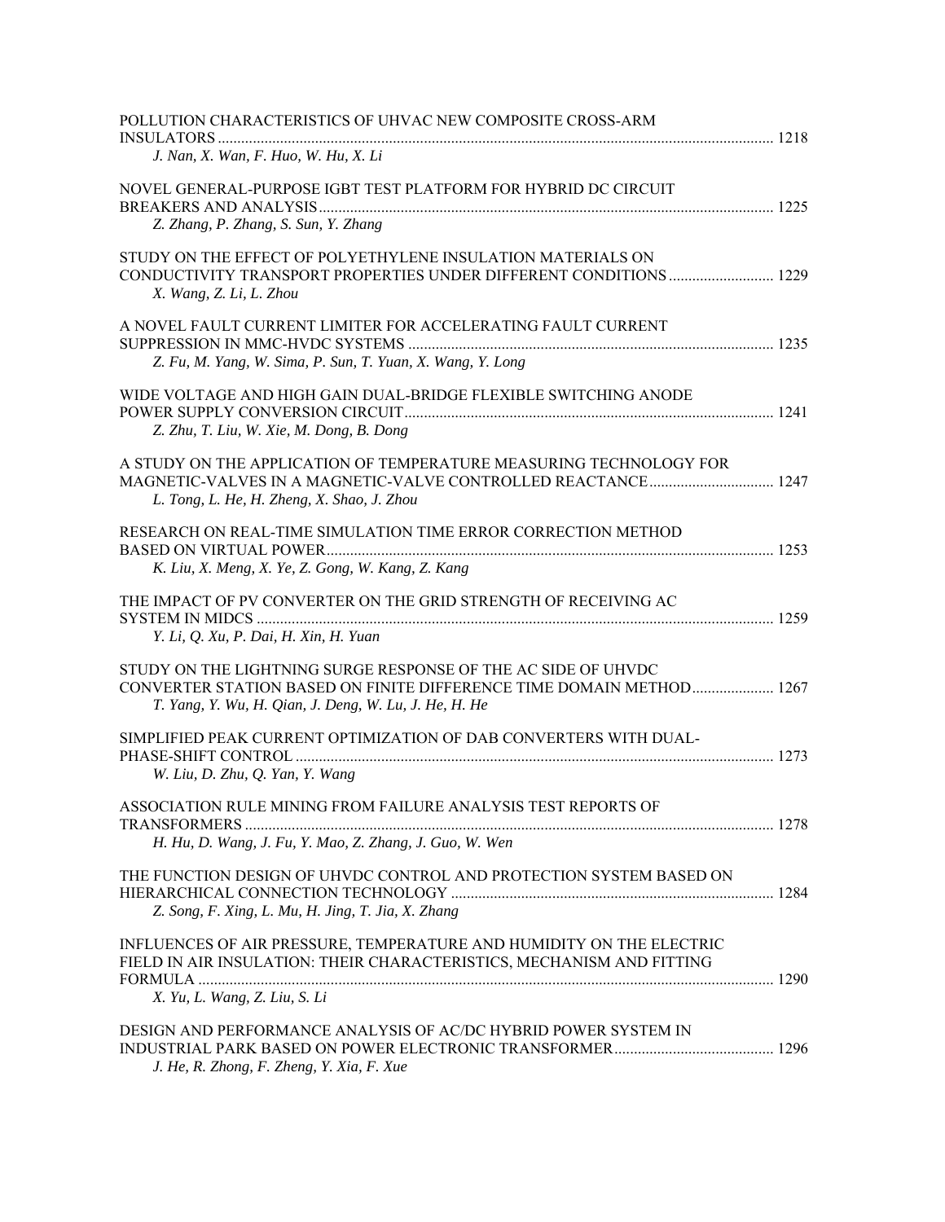POLLUTION CHARACTERISTICS OF UHVAC NEW COMPOSITE CROSS-ARM INSULATORS ............ 1218
*J. Nan, X. Wan, F. Huo, W. Hu, X. Li*

NOVEL GENERAL-PURPOSE IGBT TEST PLATFORM FOR HYBRID DC CIRCUIT BREAKERS AND ANALYSIS ............ 1225
*Z. Zhang, P. Zhang, S. Sun, Y. Zhang*

STUDY ON THE EFFECT OF POLYETHYLENE INSULATION MATERIALS ON CONDUCTIVITY TRANSPORT PROPERTIES UNDER DIFFERENT CONDITIONS ............ 1229
*X. Wang, Z. Li, L. Zhou*

A NOVEL FAULT CURRENT LIMITER FOR ACCELERATING FAULT CURRENT SUPPRESSION IN MMC-HVDC SYSTEMS ............ 1235
*Z. Fu, M. Yang, W. Sima, P. Sun, T. Yuan, X. Wang, Y. Long*

WIDE VOLTAGE AND HIGH GAIN DUAL-BRIDGE FLEXIBLE SWITCHING ANODE POWER SUPPLY CONVERSION CIRCUIT ............ 1241
*Z. Zhu, T. Liu, W. Xie, M. Dong, B. Dong*

A STUDY ON THE APPLICATION OF TEMPERATURE MEASURING TECHNOLOGY FOR MAGNETIC-VALVES IN A MAGNETIC-VALVE CONTROLLED REACTANCE ............ 1247
*L. Tong, L. He, H. Zheng, X. Shao, J. Zhou*

RESEARCH ON REAL-TIME SIMULATION TIME ERROR CORRECTION METHOD BASED ON VIRTUAL POWER ............ 1253
*K. Liu, X. Meng, X. Ye, Z. Gong, W. Kang, Z. Kang*

THE IMPACT OF PV CONVERTER ON THE GRID STRENGTH OF RECEIVING AC SYSTEM IN MIDCS ............ 1259
*Y. Li, Q. Xu, P. Dai, H. Xin, H. Yuan*

STUDY ON THE LIGHTNING SURGE RESPONSE OF THE AC SIDE OF UHVDC CONVERTER STATION BASED ON FINITE DIFFERENCE TIME DOMAIN METHOD ............ 1267
*T. Yang, Y. Wu, H. Qian, J. Deng, W. Lu, J. He, H. He*

SIMPLIFIED PEAK CURRENT OPTIMIZATION OF DAB CONVERTERS WITH DUAL-PHASE-SHIFT CONTROL ............ 1273
*W. Liu, D. Zhu, Q. Yan, Y. Wang*

ASSOCIATION RULE MINING FROM FAILURE ANALYSIS TEST REPORTS OF TRANSFORMERS ............ 1278
*H. Hu, D. Wang, J. Fu, Y. Mao, Z. Zhang, J. Guo, W. Wen*

THE FUNCTION DESIGN OF UHVDC CONTROL AND PROTECTION SYSTEM BASED ON HIERARCHICAL CONNECTION TECHNOLOGY ............ 1284
*Z. Song, F. Xing, L. Mu, H. Jing, T. Jia, X. Zhang*

INFLUENCES OF AIR PRESSURE, TEMPERATURE AND HUMIDITY ON THE ELECTRIC FIELD IN AIR INSULATION: THEIR CHARACTERISTICS, MECHANISM AND FITTING FORMULA ............ 1290
*X. Yu, L. Wang, Z. Liu, S. Li*

DESIGN AND PERFORMANCE ANALYSIS OF AC/DC HYBRID POWER SYSTEM IN INDUSTRIAL PARK BASED ON POWER ELECTRONIC TRANSFORMER ............ 1296
*J. He, R. Zhong, F. Zheng, Y. Xia, F. Xue*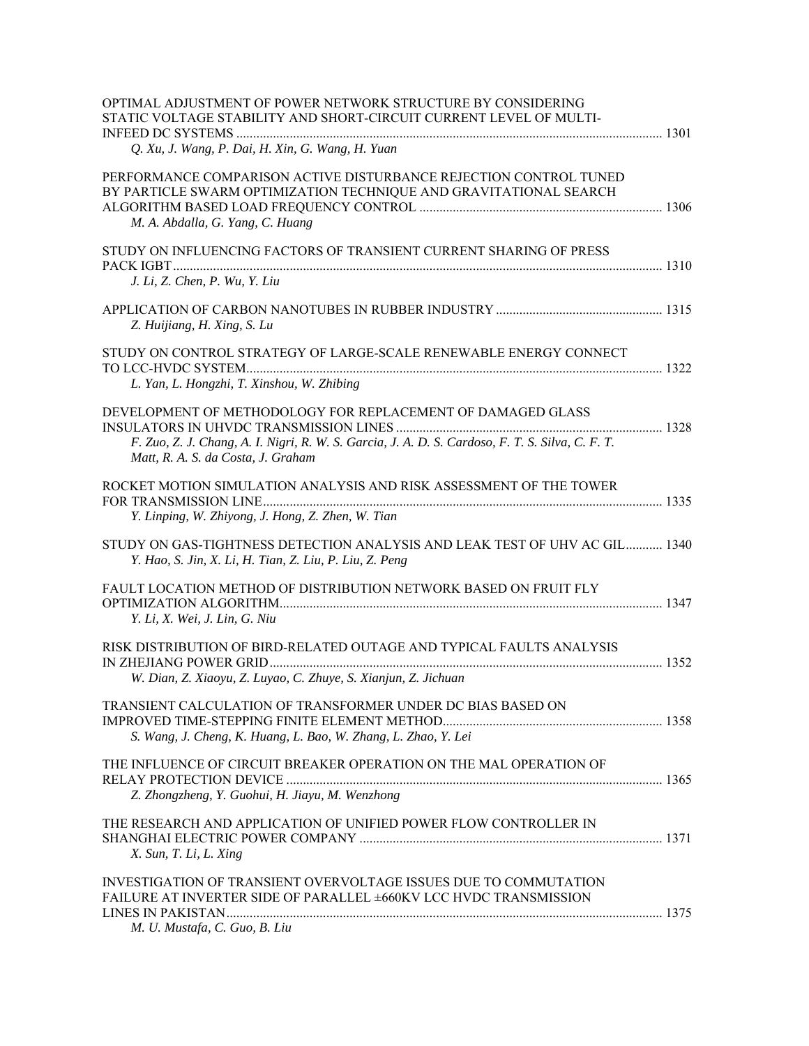OPTIMAL ADJUSTMENT OF POWER NETWORK STRUCTURE BY CONSIDERING STATIC VOLTAGE STABILITY AND SHORT-CIRCUIT CURRENT LEVEL OF MULTI-INFEED DC SYSTEMS ............ 1301
*Q. Xu, J. Wang, P. Dai, H. Xin, G. Wang, H. Yuan*

PERFORMANCE COMPARISON ACTIVE DISTURBANCE REJECTION CONTROL TUNED BY PARTICLE SWARM OPTIMIZATION TECHNIQUE AND GRAVITATIONAL SEARCH ALGORITHM BASED LOAD FREQUENCY CONTROL ............ 1306
*M. A. Abdalla, G. Yang, C. Huang*

STUDY ON INFLUENCING FACTORS OF TRANSIENT CURRENT SHARING OF PRESS PACK IGBT ............ 1310
*J. Li, Z. Chen, P. Wu, Y. Liu*

APPLICATION OF CARBON NANOTUBES IN RUBBER INDUSTRY ............ 1315
*Z. Huijiang, H. Xing, S. Lu*

STUDY ON CONTROL STRATEGY OF LARGE-SCALE RENEWABLE ENERGY CONNECT TO LCC-HVDC SYSTEM............ 1322
*L. Yan, L. Hongzhi, T. Xinshou, W. Zhibing*

DEVELOPMENT OF METHODOLOGY FOR REPLACEMENT OF DAMAGED GLASS INSULATORS IN UHVDC TRANSMISSION LINES ............ 1328
*F. Zuo, Z. J. Chang, A. I. Nigri, R. W. S. Garcia, J. A. D. S. Cardoso, F. T. S. Silva, C. F. T. Matt, R. A. S. da Costa, J. Graham*

ROCKET MOTION SIMULATION ANALYSIS AND RISK ASSESSMENT OF THE TOWER FOR TRANSMISSION LINE............ 1335
*Y. Linping, W. Zhiyong, J. Hong, Z. Zhen, W. Tian*

STUDY ON GAS-TIGHTNESS DETECTION ANALYSIS AND LEAK TEST OF UHV AC GIL............ 1340
*Y. Hao, S. Jin, X. Li, H. Tian, Z. Liu, P. Liu, Z. Peng*

FAULT LOCATION METHOD OF DISTRIBUTION NETWORK BASED ON FRUIT FLY OPTIMIZATION ALGORITHM............ 1347
*Y. Li, X. Wei, J. Lin, G. Niu*

RISK DISTRIBUTION OF BIRD-RELATED OUTAGE AND TYPICAL FAULTS ANALYSIS IN ZHEJIANG POWER GRID............ 1352
*W. Dian, Z. Xiaoyu, Z. Luyao, C. Zhuye, S. Xianjun, Z. Jichuan*

TRANSIENT CALCULATION OF TRANSFORMER UNDER DC BIAS BASED ON IMPROVED TIME-STEPPING FINITE ELEMENT METHOD............ 1358
*S. Wang, J. Cheng, K. Huang, L. Bao, W. Zhang, L. Zhao, Y. Lei*

THE INFLUENCE OF CIRCUIT BREAKER OPERATION ON THE MAL OPERATION OF RELAY PROTECTION DEVICE ............ 1365
*Z. Zhongzheng, Y. Guohui, H. Jiayu, M. Wenzhong*

THE RESEARCH AND APPLICATION OF UNIFIED POWER FLOW CONTROLLER IN SHANGHAI ELECTRIC POWER COMPANY ............ 1371
*X. Sun, T. Li, L. Xing*

INVESTIGATION OF TRANSIENT OVERVOLTAGE ISSUES DUE TO COMMUTATION FAILURE AT INVERTER SIDE OF PARALLEL ±660KV LCC HVDC TRANSMISSION LINES IN PAKISTAN............ 1375
*M. U. Mustafa, C. Guo, B. Liu*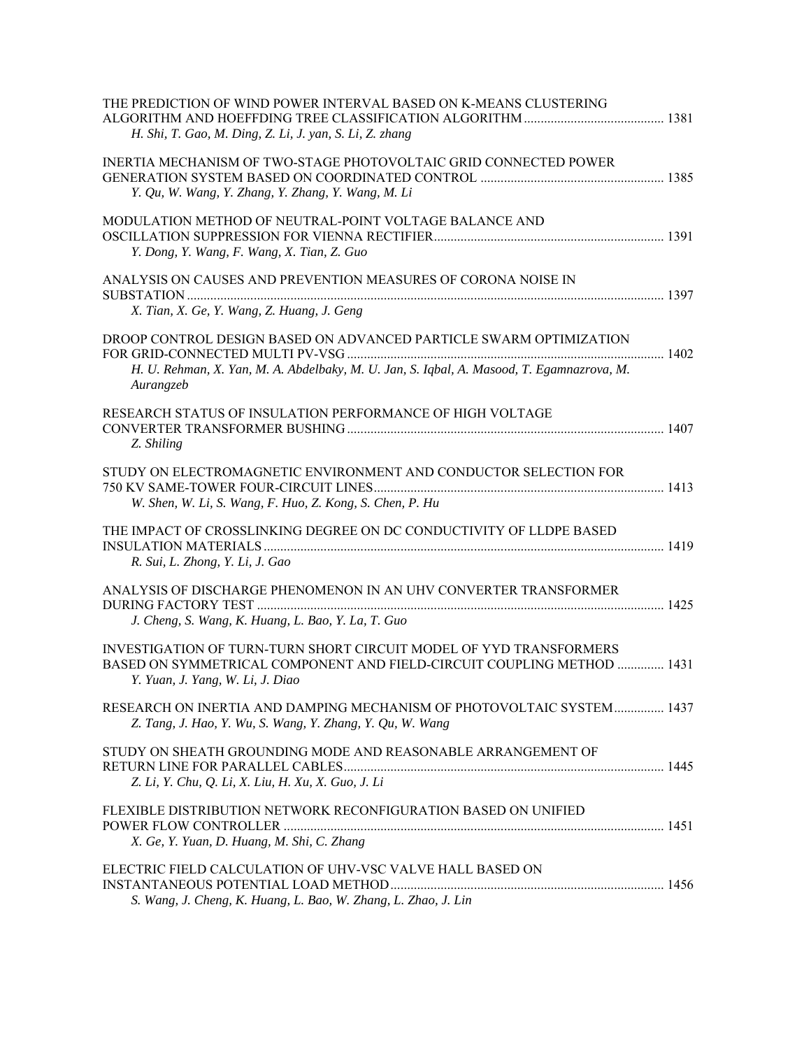THE PREDICTION OF WIND POWER INTERVAL BASED ON K-MEANS CLUSTERING ALGORITHM AND HOEFFDING TREE CLASSIFICATION ALGORITHM ........................................ 1381
*H. Shi, T. Gao, M. Ding, Z. Li, J. yan, S. Li, Z. zhang*

INERTIA MECHANISM OF TWO-STAGE PHOTOVOLTAIC GRID CONNECTED POWER GENERATION SYSTEM BASED ON COORDINATED CONTROL ........................................ 1385
*Y. Qu, W. Wang, Y. Zhang, Y. Zhang, Y. Wang, M. Li*

MODULATION METHOD OF NEUTRAL-POINT VOLTAGE BALANCE AND OSCILLATION SUPPRESSION FOR VIENNA RECTIFIER........................................ 1391
*Y. Dong, Y. Wang, F. Wang, X. Tian, Z. Guo*

ANALYSIS ON CAUSES AND PREVENTION MEASURES OF CORONA NOISE IN SUBSTATION ........................................ 1397
*X. Tian, X. Ge, Y. Wang, Z. Huang, J. Geng*

DROOP CONTROL DESIGN BASED ON ADVANCED PARTICLE SWARM OPTIMIZATION FOR GRID-CONNECTED MULTI PV-VSG ........................................ 1402
*H. U. Rehman, X. Yan, M. A. Abdelbaky, M. U. Jan, S. Iqbal, A. Masood, T. Egamnazrova, M. Aurangzeb*

RESEARCH STATUS OF INSULATION PERFORMANCE OF HIGH VOLTAGE CONVERTER TRANSFORMER BUSHING ........................................ 1407
*Z. Shiling*

STUDY ON ELECTROMAGNETIC ENVIRONMENT AND CONDUCTOR SELECTION FOR 750 KV SAME-TOWER FOUR-CIRCUIT LINES........................................ 1413
*W. Shen, W. Li, S. Wang, F. Huo, Z. Kong, S. Chen, P. Hu*

THE IMPACT OF CROSSLINKING DEGREE ON DC CONDUCTIVITY OF LLDPE BASED INSULATION MATERIALS ........................................ 1419
*R. Sui, L. Zhong, Y. Li, J. Gao*

ANALYSIS OF DISCHARGE PHENOMENON IN AN UHV CONVERTER TRANSFORMER DURING FACTORY TEST ........................................ 1425
*J. Cheng, S. Wang, K. Huang, L. Bao, Y. La, T. Guo*

INVESTIGATION OF TURN-TURN SHORT CIRCUIT MODEL OF YYD TRANSFORMERS BASED ON SYMMETRICAL COMPONENT AND FIELD-CIRCUIT COUPLING METHOD .............. 1431
*Y. Yuan, J. Yang, W. Li, J. Diao*

RESEARCH ON INERTIA AND DAMPING MECHANISM OF PHOTOVOLTAIC SYSTEM............... 1437
*Z. Tang, J. Hao, Y. Wu, S. Wang, Y. Zhang, Y. Qu, W. Wang*

STUDY ON SHEATH GROUNDING MODE AND REASONABLE ARRANGEMENT OF RETURN LINE FOR PARALLEL CABLES........................................ 1445
*Z. Li, Y. Chu, Q. Li, X. Liu, H. Xu, X. Guo, J. Li*

FLEXIBLE DISTRIBUTION NETWORK RECONFIGURATION BASED ON UNIFIED POWER FLOW CONTROLLER ........................................ 1451
*X. Ge, Y. Yuan, D. Huang, M. Shi, C. Zhang*

ELECTRIC FIELD CALCULATION OF UHV-VSC VALVE HALL BASED ON INSTANTANEOUS POTENTIAL LOAD METHOD........................................ 1456
*S. Wang, J. Cheng, K. Huang, L. Bao, W. Zhang, L. Zhao, J. Lin*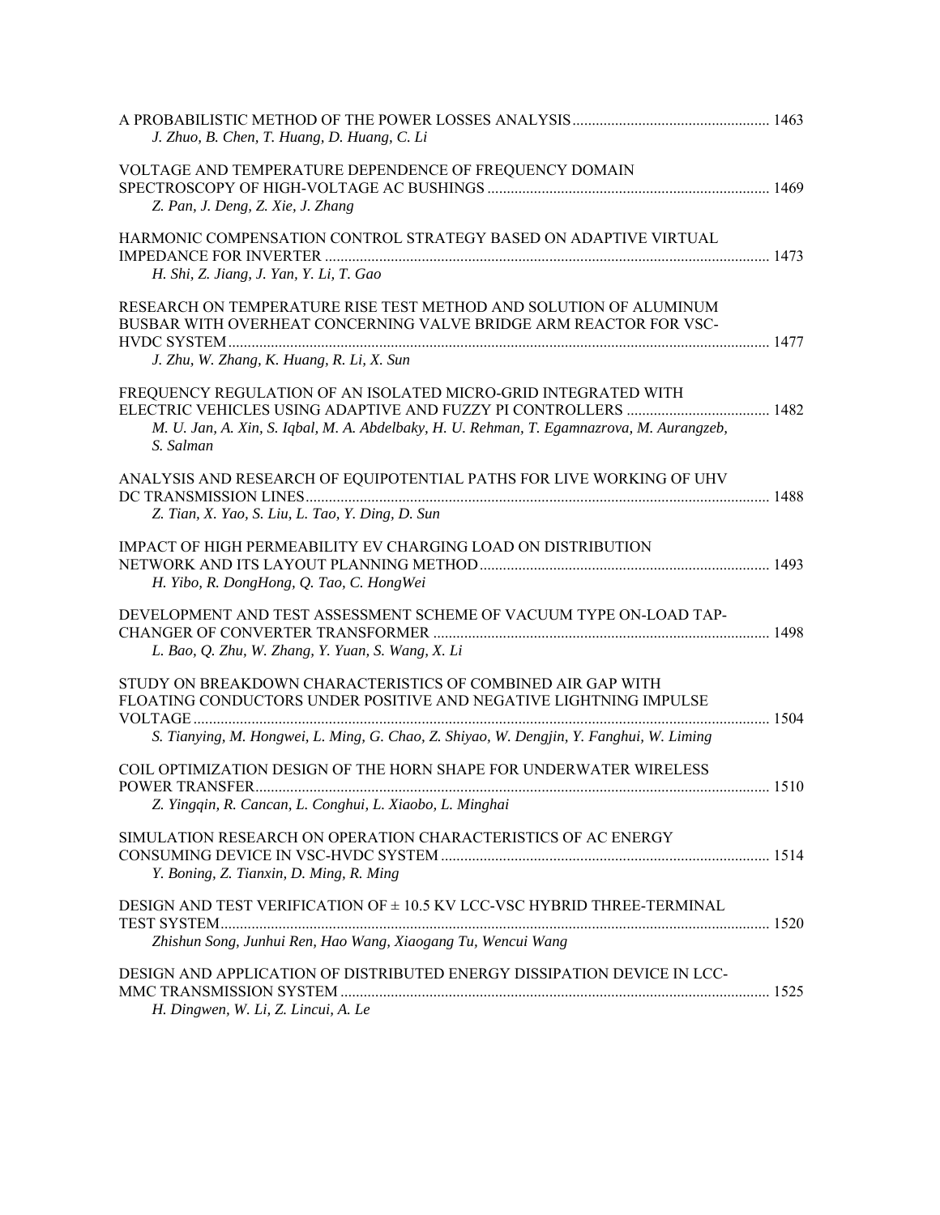A PROBABILISTIC METHOD OF THE POWER LOSSES ANALYSIS .................................................. 1463
*J. Zhuo, B. Chen, T. Huang, D. Huang, C. Li*

VOLTAGE AND TEMPERATURE DEPENDENCE OF FREQUENCY DOMAIN SPECTROSCOPY OF HIGH-VOLTAGE AC BUSHINGS .......................................................................... 1469
*Z. Pan, J. Deng, Z. Xie, J. Zhang*

HARMONIC COMPENSATION CONTROL STRATEGY BASED ON ADAPTIVE VIRTUAL IMPEDANCE FOR INVERTER ................................................................................................................... 1473
*H. Shi, Z. Jiang, J. Yan, Y. Li, T. Gao*

RESEARCH ON TEMPERATURE RISE TEST METHOD AND SOLUTION OF ALUMINUM BUSBAR WITH OVERHEAT CONCERNING VALVE BRIDGE ARM REACTOR FOR VSC-HVDC SYSTEM .......................................................................................................................................... 1477
*J. Zhu, W. Zhang, K. Huang, R. Li, X. Sun*

FREQUENCY REGULATION OF AN ISOLATED MICRO-GRID INTEGRATED WITH ELECTRIC VEHICLES USING ADAPTIVE AND FUZZY PI CONTROLLERS ..................................... 1482
*M. U. Jan, A. Xin, S. Iqbal, M. A. Abdelbaky, H. U. Rehman, T. Egamnazrova, M. Aurangzeb, S. Salman*

ANALYSIS AND RESEARCH OF EQUIPOTENTIAL PATHS FOR LIVE WORKING OF UHV DC TRANSMISSION LINES .......................................................................................................................... 1488
*Z. Tian, X. Yao, S. Liu, L. Tao, Y. Ding, D. Sun*

IMPACT OF HIGH PERMEABILITY EV CHARGING LOAD ON DISTRIBUTION NETWORK AND ITS LAYOUT PLANNING METHOD ........................................................................... 1493
*H. Yibo, R. DongHong, Q. Tao, C. HongWei*

DEVELOPMENT AND TEST ASSESSMENT SCHEME OF VACUUM TYPE ON-LOAD TAP-CHANGER OF CONVERTER TRANSFORMER ....................................................................................... 1498
*L. Bao, Q. Zhu, W. Zhang, Y. Yuan, S. Wang, X. Li*

STUDY ON BREAKDOWN CHARACTERISTICS OF COMBINED AIR GAP WITH FLOATING CONDUCTORS UNDER POSITIVE AND NEGATIVE LIGHTNING IMPULSE VOLTAGE ..................................................................................................................................................... 1504
*S. Tianying, M. Hongwei, L. Ming, G. Chao, Z. Shiyao, W. Dengjin, Y. Fanghui, W. Liming*

COIL OPTIMIZATION DESIGN OF THE HORN SHAPE FOR UNDERWATER WIRELESS POWER TRANSFER ..................................................................................................................................... 1510
*Z. Yingqin, R. Cancan, L. Conghui, L. Xiaobo, L. Minghai*

SIMULATION RESEARCH ON OPERATION CHARACTERISTICS OF AC ENERGY CONSUMING DEVICE IN VSC-HVDC SYSTEM ..................................................................................... 1514
*Y. Boning, Z. Tianxin, D. Ming, R. Ming*

DESIGN AND TEST VERIFICATION OF ± 10.5 KV LCC-VSC HYBRID THREE-TERMINAL TEST SYSTEM .............................................................................................................................................. 1520
*Zhishun Song, Junhui Ren, Hao Wang, Xiaogang Tu, Wencui Wang*

DESIGN AND APPLICATION OF DISTRIBUTED ENERGY DISSIPATION DEVICE IN LCC-MMC TRANSMISSION SYSTEM ............................................................................................................... 1525
*H. Dingwen, W. Li, Z. Lincui, A. Le*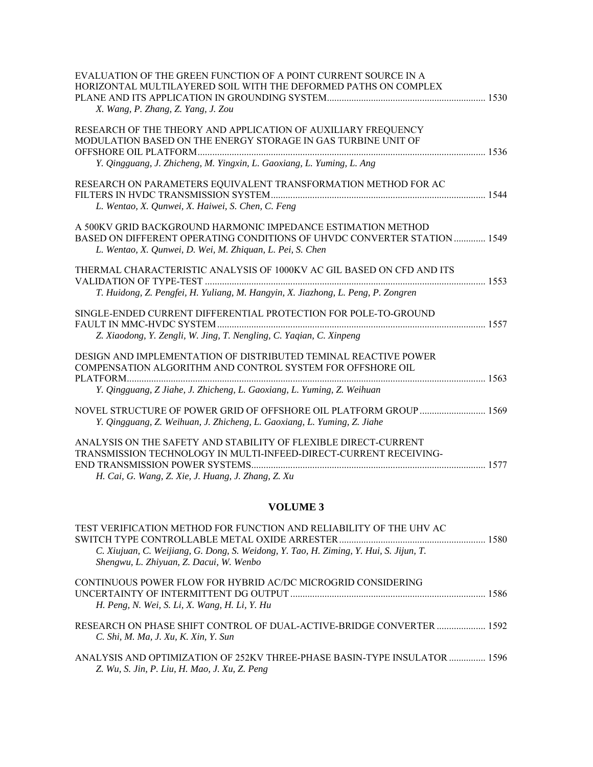EVALUATION OF THE GREEN FUNCTION OF A POINT CURRENT SOURCE IN A HORIZONTAL MULTILAYERED SOIL WITH THE DEFORMED PATHS ON COMPLEX PLANE AND ITS APPLICATION IN GROUNDING SYSTEM ................................................................ 1530
*X. Wang, P. Zhang, Z. Yang, J. Zou*

RESEARCH OF THE THEORY AND APPLICATION OF AUXILIARY FREQUENCY MODULATION BASED ON THE ENERGY STORAGE IN GAS TURBINE UNIT OF OFFSHORE OIL PLATFORM ................................................................ 1536
*Y. Qingguang, J. Zhicheng, M. Yingxin, L. Gaoxiang, L. Yuming, L. Ang*

RESEARCH ON PARAMETERS EQUIVALENT TRANSFORMATION METHOD FOR AC FILTERS IN HVDC TRANSMISSION SYSTEM ................................................................ 1544
*L. Wentao, X. Qunwei, X. Haiwei, S. Chen, C. Feng*

A 500KV GRID BACKGROUND HARMONIC IMPEDANCE ESTIMATION METHOD BASED ON DIFFERENT OPERATING CONDITIONS OF UHVDC CONVERTER STATION ............. 1549
*L. Wentao, X. Qunwei, D. Wei, M. Zhiquan, L. Pei, S. Chen*

THERMAL CHARACTERISTIC ANALYSIS OF 1000KV AC GIL BASED ON CFD AND ITS VALIDATION OF TYPE-TEST ................................................................ 1553
*T. Huidong, Z. Pengfei, H. Yuliang, M. Hangyin, X. Jiazhong, L. Peng, P. Zongren*

SINGLE-ENDED CURRENT DIFFERENTIAL PROTECTION FOR POLE-TO-GROUND FAULT IN MMC-HVDC SYSTEM ................................................................ 1557
*Z. Xiaodong, Y. Zengli, W. Jing, T. Nengling, C. Yaqian, C. Xinpeng*

DESIGN AND IMPLEMENTATION OF DISTRIBUTED TEMINAL REACTIVE POWER COMPENSATION ALGORITHM AND CONTROL SYSTEM FOR OFFSHORE OIL PLATFORM ................................................................ 1563
*Y. Qingguang, Z Jiahe, J. Zhicheng, L. Gaoxiang, L. Yuming, Z. Weihuan*

NOVEL STRUCTURE OF POWER GRID OF OFFSHORE OIL PLATFORM GROUP ........................... 1569
*Y. Qingguang, Z. Weihuan, J. Zhicheng, L. Gaoxiang, L. Yuming, Z. Jiahe*

ANALYSIS ON THE SAFETY AND STABILITY OF FLEXIBLE DIRECT-CURRENT TRANSMISSION TECHNOLOGY IN MULTI-INFEED-DIRECT-CURRENT RECEIVING-END TRANSMISSION POWER SYSTEMS ................................................................ 1577
*H. Cai, G. Wang, Z. Xie, J. Huang, J. Zhang, Z. Xu*

## VOLUME 3

TEST VERIFICATION METHOD FOR FUNCTION AND RELIABILITY OF THE UHV AC SWITCH TYPE CONTROLLABLE METAL OXIDE ARRESTER ................................................................ 1580
*C. Xiujuan, C. Weijiang, G. Dong, S. Weidong, Y. Tao, H. Ziming, Y. Hui, S. Jijun, T. Shengwu, L. Zhiyuan, Z. Dacui, W. Wenbo*

CONTINUOUS POWER FLOW FOR HYBRID AC/DC MICROGRID CONSIDERING UNCERTAINTY OF INTERMITTENT DG OUTPUT ................................................................ 1586
*H. Peng, N. Wei, S. Li, X. Wang, H. Li, Y. Hu*

RESEARCH ON PHASE SHIFT CONTROL OF DUAL-ACTIVE-BRIDGE CONVERTER .................... 1592
*C. Shi, M. Ma, J. Xu, K. Xin, Y. Sun*

ANALYSIS AND OPTIMIZATION OF 252KV THREE-PHASE BASIN-TYPE INSULATOR ............... 1596
*Z. Wu, S. Jin, P. Liu, H. Mao, J. Xu, Z. Peng*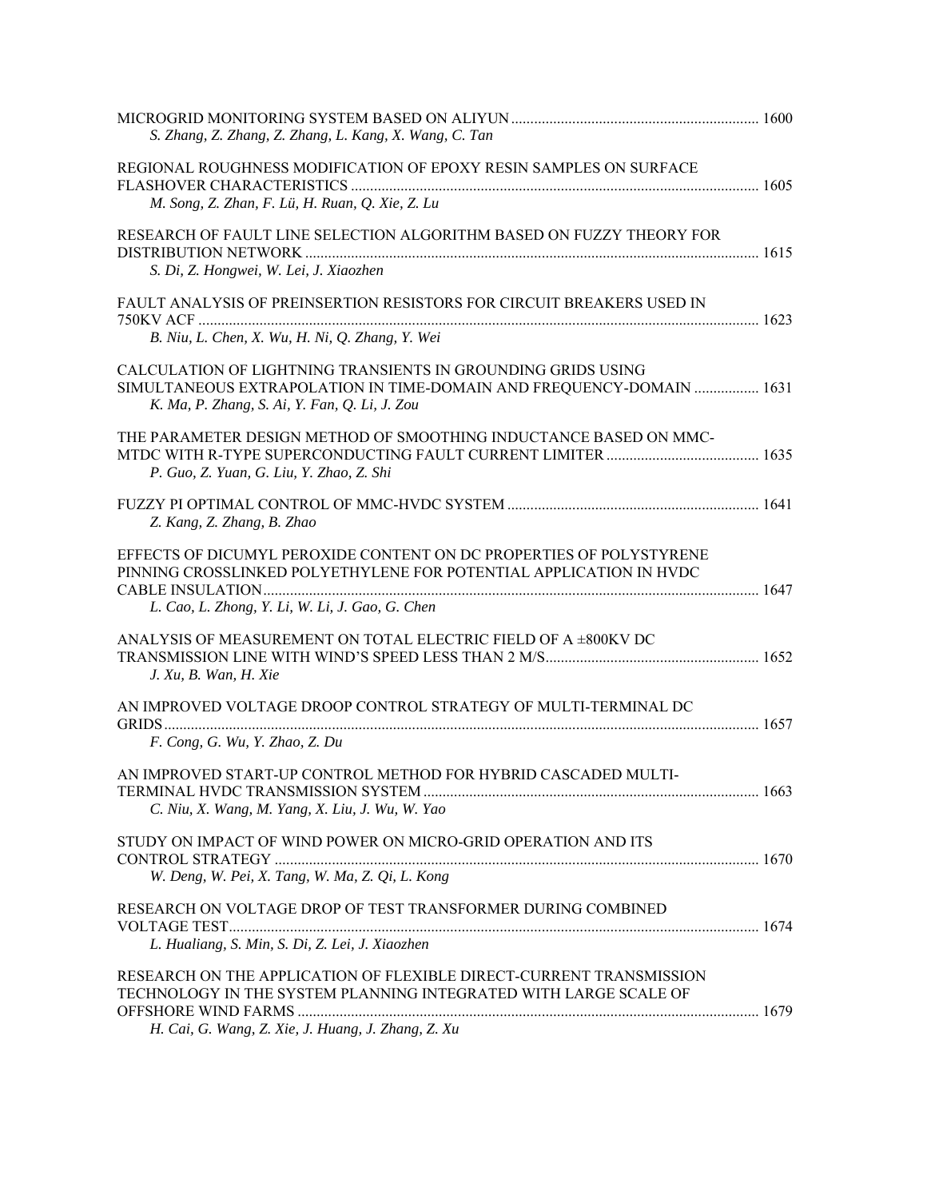MICROGRID MONITORING SYSTEM BASED ON ALIYUN ................................................................. 1600
*S. Zhang, Z. Zhang, Z. Zhang, L. Kang, X. Wang, C. Tan*

REGIONAL ROUGHNESS MODIFICATION OF EPOXY RESIN SAMPLES ON SURFACE FLASHOVER CHARACTERISTICS ................................................................. 1605
*M. Song, Z. Zhan, F. Lü, H. Ruan, Q. Xie, Z. Lu*

RESEARCH OF FAULT LINE SELECTION ALGORITHM BASED ON FUZZY THEORY FOR DISTRIBUTION NETWORK ................................................................. 1615
*S. Di, Z. Hongwei, W. Lei, J. Xiaozhen*

FAULT ANALYSIS OF PREINSERTION RESISTORS FOR CIRCUIT BREAKERS USED IN 750KV ACF ................................................................. 1623
*B. Niu, L. Chen, X. Wu, H. Ni, Q. Zhang, Y. Wei*

CALCULATION OF LIGHTNING TRANSIENTS IN GROUNDING GRIDS USING SIMULTANEOUS EXTRAPOLATION IN TIME-DOMAIN AND FREQUENCY-DOMAIN ................. 1631
*K. Ma, P. Zhang, S. Ai, Y. Fan, Q. Li, J. Zou*

THE PARAMETER DESIGN METHOD OF SMOOTHING INDUCTANCE BASED ON MMC-MTDC WITH R-TYPE SUPERCONDUCTING FAULT CURRENT LIMITER ................................................................. 1635
*P. Guo, Z. Yuan, G. Liu, Y. Zhao, Z. Shi*

FUZZY PI OPTIMAL CONTROL OF MMC-HVDC SYSTEM ................................................................. 1641
*Z. Kang, Z. Zhang, B. Zhao*

EFFECTS OF DICUMYL PEROXIDE CONTENT ON DC PROPERTIES OF POLYSTYRENE PINNING CROSSLINKED POLYETHYLENE FOR POTENTIAL APPLICATION IN HVDC CABLE INSULATION ................................................................. 1647
*L. Cao, L. Zhong, Y. Li, W. Li, J. Gao, G. Chen*

ANALYSIS OF MEASUREMENT ON TOTAL ELECTRIC FIELD OF A ±800KV DC TRANSMISSION LINE WITH WIND'S SPEED LESS THAN 2 M/S ................................................................. 1652
*J. Xu, B. Wan, H. Xie*

AN IMPROVED VOLTAGE DROOP CONTROL STRATEGY OF MULTI-TERMINAL DC GRIDS ................................................................. 1657
*F. Cong, G. Wu, Y. Zhao, Z. Du*

AN IMPROVED START-UP CONTROL METHOD FOR HYBRID CASCADED MULTI-TERMINAL HVDC TRANSMISSION SYSTEM ................................................................. 1663
*C. Niu, X. Wang, M. Yang, X. Liu, J. Wu, W. Yao*

STUDY ON IMPACT OF WIND POWER ON MICRO-GRID OPERATION AND ITS CONTROL STRATEGY ................................................................. 1670
*W. Deng, W. Pei, X. Tang, W. Ma, Z. Qi, L. Kong*

RESEARCH ON VOLTAGE DROP OF TEST TRANSFORMER DURING COMBINED VOLTAGE TEST ................................................................. 1674
*L. Hualiang, S. Min, S. Di, Z. Lei, J. Xiaozhen*

RESEARCH ON THE APPLICATION OF FLEXIBLE DIRECT-CURRENT TRANSMISSION TECHNOLOGY IN THE SYSTEM PLANNING INTEGRATED WITH LARGE SCALE OF OFFSHORE WIND FARMS ................................................................. 1679
*H. Cai, G. Wang, Z. Xie, J. Huang, J. Zhang, Z. Xu*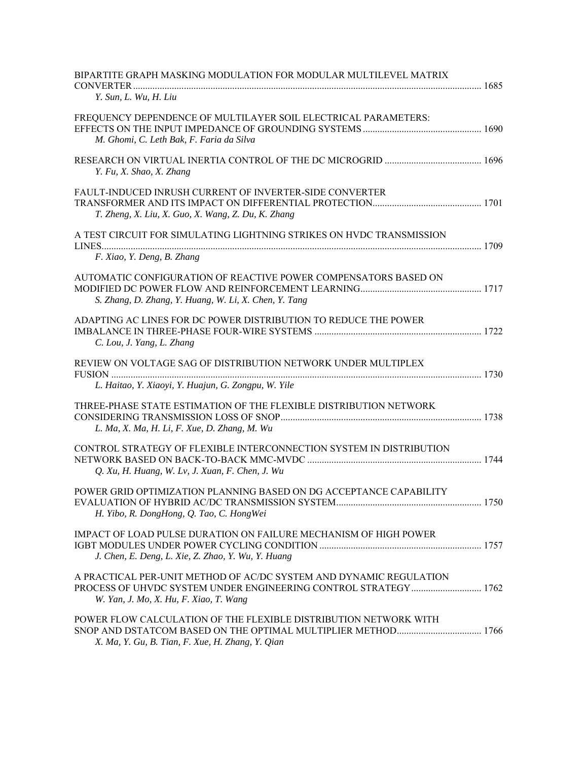BIPARTITE GRAPH MASKING MODULATION FOR MODULAR MULTILEVEL MATRIX CONVERTER ........ 1685
*Y. Sun, L. Wu, H. Liu*

FREQUENCY DEPENDENCE OF MULTILAYER SOIL ELECTRICAL PARAMETERS: EFFECTS ON THE INPUT IMPEDANCE OF GROUNDING SYSTEMS ........ 1690
*M. Ghomi, C. Leth Bak, F. Faria da Silva*

RESEARCH ON VIRTUAL INERTIA CONTROL OF THE DC MICROGRID ........ 1696
*Y. Fu, X. Shao, X. Zhang*

FAULT-INDUCED INRUSH CURRENT OF INVERTER-SIDE CONVERTER TRANSFORMER AND ITS IMPACT ON DIFFERENTIAL PROTECTION ........ 1701
*T. Zheng, X. Liu, X. Guo, X. Wang, Z. Du, K. Zhang*

A TEST CIRCUIT FOR SIMULATING LIGHTNING STRIKES ON HVDC TRANSMISSION LINES ........ 1709
*F. Xiao, Y. Deng, B. Zhang*

AUTOMATIC CONFIGURATION OF REACTIVE POWER COMPENSATORS BASED ON MODIFIED DC POWER FLOW AND REINFORCEMENT LEARNING ........ 1717
*S. Zhang, D. Zhang, Y. Huang, W. Li, X. Chen, Y. Tang*

ADAPTING AC LINES FOR DC POWER DISTRIBUTION TO REDUCE THE POWER IMBALANCE IN THREE-PHASE FOUR-WIRE SYSTEMS ........ 1722
*C. Lou, J. Yang, L. Zhang*

REVIEW ON VOLTAGE SAG OF DISTRIBUTION NETWORK UNDER MULTIPLEX FUSION ........ 1730
*L. Haitao, Y. Xiaoyi, Y. Huajun, G. Zongpu, W. Yile*

THREE-PHASE STATE ESTIMATION OF THE FLEXIBLE DISTRIBUTION NETWORK CONSIDERING TRANSMISSION LOSS OF SNOP ........ 1738
*L. Ma, X. Ma, H. Li, F. Xue, D. Zhang, M. Wu*

CONTROL STRATEGY OF FLEXIBLE INTERCONNECTION SYSTEM IN DISTRIBUTION NETWORK BASED ON BACK-TO-BACK MMC-MVDC ........ 1744
*Q. Xu, H. Huang, W. Lv, J. Xuan, F. Chen, J. Wu*

POWER GRID OPTIMIZATION PLANNING BASED ON DG ACCEPTANCE CAPABILITY EVALUATION OF HYBRID AC/DC TRANSMISSION SYSTEM ........ 1750
*H. Yibo, R. DongHong, Q. Tao, C. HongWei*

IMPACT OF LOAD PULSE DURATION ON FAILURE MECHANISM OF HIGH POWER IGBT MODULES UNDER POWER CYCLING CONDITION ........ 1757
*J. Chen, E. Deng, L. Xie, Z. Zhao, Y. Wu, Y. Huang*

A PRACTICAL PER-UNIT METHOD OF AC/DC SYSTEM AND DYNAMIC REGULATION PROCESS OF UHVDC SYSTEM UNDER ENGINEERING CONTROL STRATEGY ........ 1762
*W. Yan, J. Mo, X. Hu, F. Xiao, T. Wang*

POWER FLOW CALCULATION OF THE FLEXIBLE DISTRIBUTION NETWORK WITH SNOP AND DSTATCOM BASED ON THE OPTIMAL MULTIPLIER METHOD ........ 1766
*X. Ma, Y. Gu, B. Tian, F. Xue, H. Zhang, Y. Qian*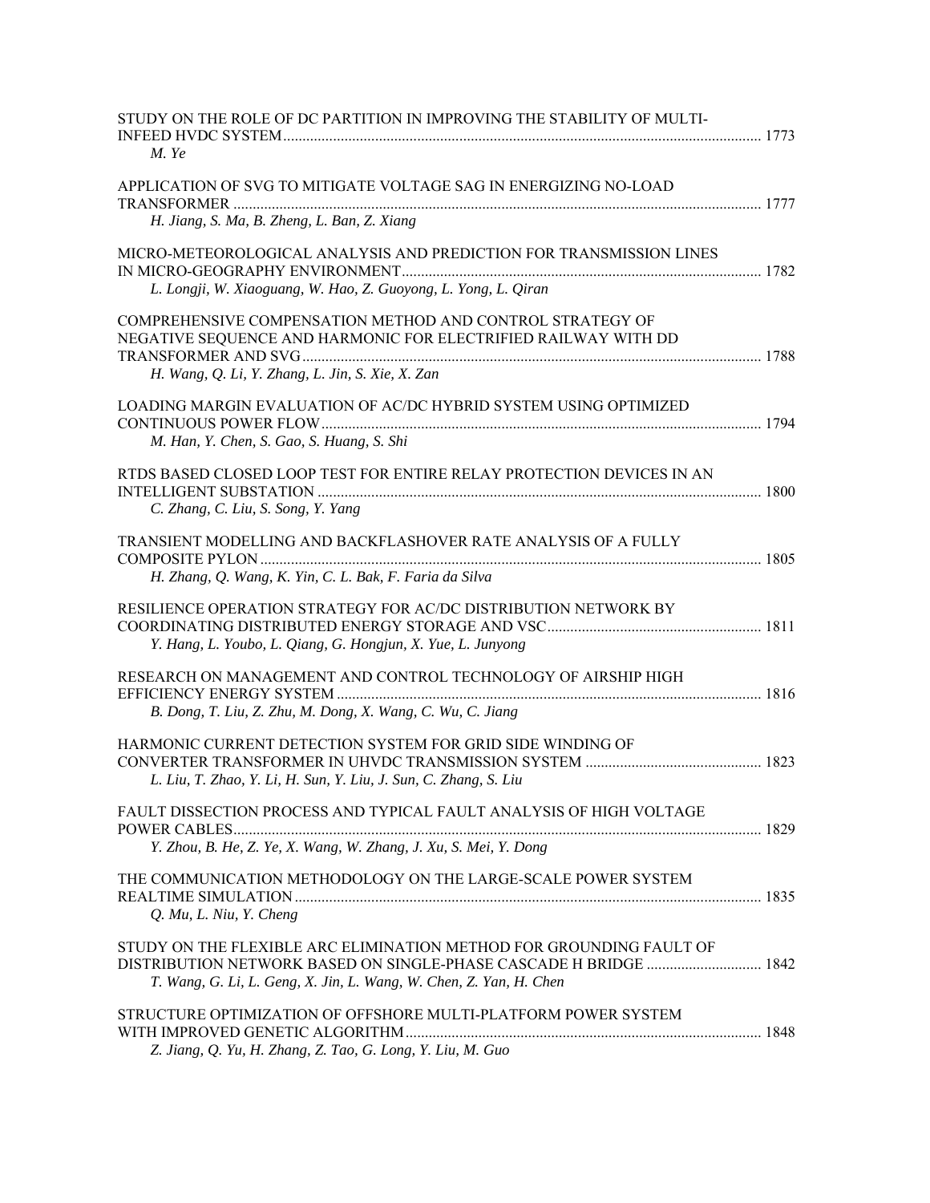STUDY ON THE ROLE OF DC PARTITION IN IMPROVING THE STABILITY OF MULTI-INFEED HVDC SYSTEM ........................................................................................................... 1773
*M. Ye*

APPLICATION OF SVG TO MITIGATE VOLTAGE SAG IN ENERGIZING NO-LOAD TRANSFORMER ........................................................................................................... 1777
*H. Jiang, S. Ma, B. Zheng, L. Ban, Z. Xiang*

MICRO-METEOROLOGICAL ANALYSIS AND PREDICTION FOR TRANSMISSION LINES IN MICRO-GEOGRAPHY ENVIRONMENT ........................................................................................................... 1782
*L. Longji, W. Xiaoguang, W. Hao, Z. Guoyong, L. Yong, L. Qiran*

COMPREHENSIVE COMPENSATION METHOD AND CONTROL STRATEGY OF NEGATIVE SEQUENCE AND HARMONIC FOR ELECTRIFIED RAILWAY WITH DD TRANSFORMER AND SVG ........................................................................................................... 1788
*H. Wang, Q. Li, Y. Zhang, L. Jin, S. Xie, X. Zan*

LOADING MARGIN EVALUATION OF AC/DC HYBRID SYSTEM USING OPTIMIZED CONTINUOUS POWER FLOW ........................................................................................................... 1794
*M. Han, Y. Chen, S. Gao, S. Huang, S. Shi*

RTDS BASED CLOSED LOOP TEST FOR ENTIRE RELAY PROTECTION DEVICES IN AN INTELLIGENT SUBSTATION ........................................................................................................... 1800
*C. Zhang, C. Liu, S. Song, Y. Yang*

TRANSIENT MODELLING AND BACKFLASHOVER RATE ANALYSIS OF A FULLY COMPOSITE PYLON ........................................................................................................... 1805
*H. Zhang, Q. Wang, K. Yin, C. L. Bak, F. Faria da Silva*

RESILIENCE OPERATION STRATEGY FOR AC/DC DISTRIBUTION NETWORK BY COORDINATING DISTRIBUTED ENERGY STORAGE AND VSC ........................................................................................................... 1811
*Y. Hang, L. Youbo, L. Qiang, G. Hongjun, X. Yue, L. Junyong*

RESEARCH ON MANAGEMENT AND CONTROL TECHNOLOGY OF AIRSHIP HIGH EFFICIENCY ENERGY SYSTEM ........................................................................................................... 1816
*B. Dong, T. Liu, Z. Zhu, M. Dong, X. Wang, C. Wu, C. Jiang*

HARMONIC CURRENT DETECTION SYSTEM FOR GRID SIDE WINDING OF CONVERTER TRANSFORMER IN UHVDC TRANSMISSION SYSTEM ........................................................................................................... 1823
*L. Liu, T. Zhao, Y. Li, H. Sun, Y. Liu, J. Sun, C. Zhang, S. Liu*

FAULT DISSECTION PROCESS AND TYPICAL FAULT ANALYSIS OF HIGH VOLTAGE POWER CABLES ........................................................................................................... 1829
*Y. Zhou, B. He, Z. Ye, X. Wang, W. Zhang, J. Xu, S. Mei, Y. Dong*

THE COMMUNICATION METHODOLOGY ON THE LARGE-SCALE POWER SYSTEM REALTIME SIMULATION ........................................................................................................... 1835
*Q. Mu, L. Niu, Y. Cheng*

STUDY ON THE FLEXIBLE ARC ELIMINATION METHOD FOR GROUNDING FAULT OF DISTRIBUTION NETWORK BASED ON SINGLE-PHASE CASCADE H BRIDGE ........................................................................................................... 1842
*T. Wang, G. Li, L. Geng, X. Jin, L. Wang, W. Chen, Z. Yan, H. Chen*

STRUCTURE OPTIMIZATION OF OFFSHORE MULTI-PLATFORM POWER SYSTEM WITH IMPROVED GENETIC ALGORITHM ........................................................................................................... 1848
*Z. Jiang, Q. Yu, H. Zhang, Z. Tao, G. Long, Y. Liu, M. Guo*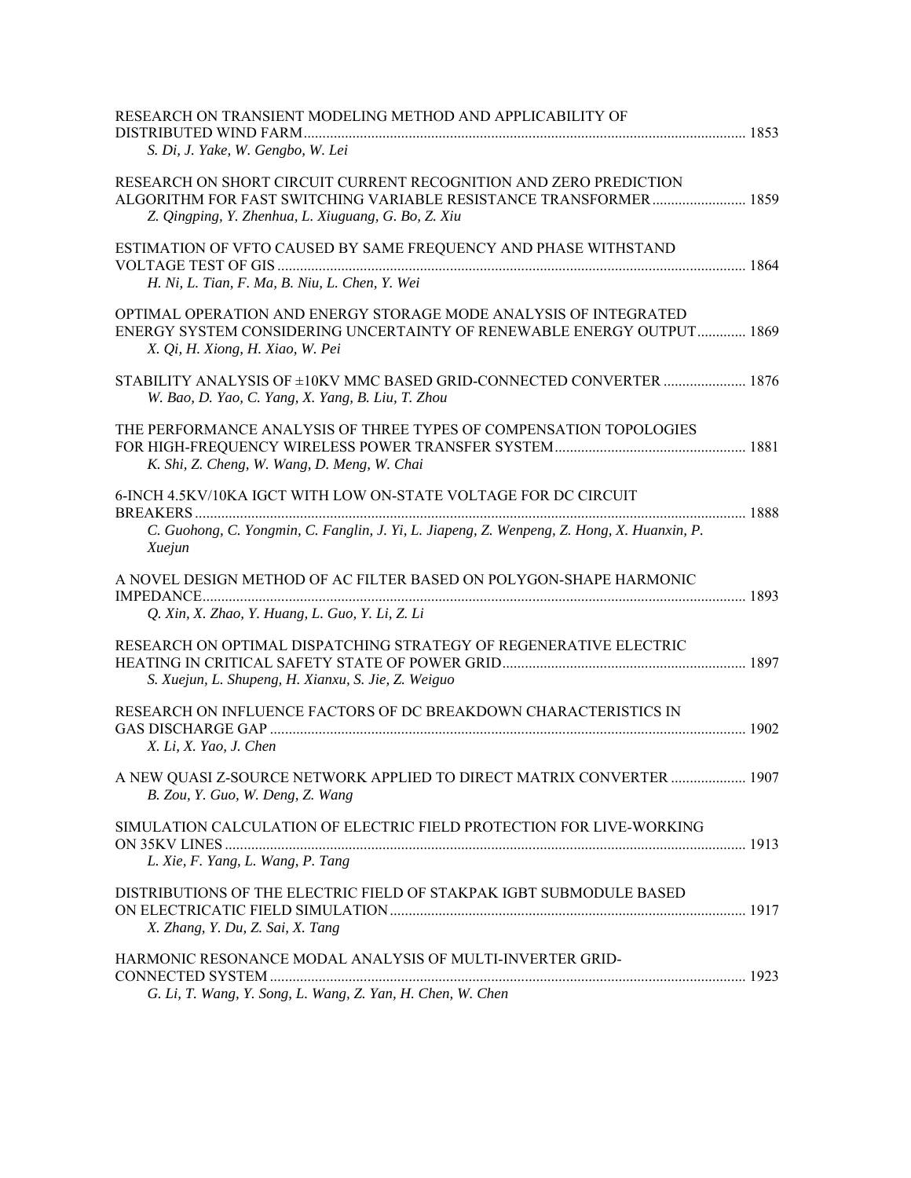RESEARCH ON TRANSIENT MODELING METHOD AND APPLICABILITY OF DISTRIBUTED WIND FARM ..... 1853
*S. Di, J. Yake, W. Gengbo, W. Lei*

RESEARCH ON SHORT CIRCUIT CURRENT RECOGNITION AND ZERO PREDICTION ALGORITHM FOR FAST SWITCHING VARIABLE RESISTANCE TRANSFORMER ..... 1859
*Z. Qingping, Y. Zhenhua, L. Xiuguang, G. Bo, Z. Xiu*

ESTIMATION OF VFTO CAUSED BY SAME FREQUENCY AND PHASE WITHSTAND VOLTAGE TEST OF GIS ..... 1864
*H. Ni, L. Tian, F. Ma, B. Niu, L. Chen, Y. Wei*

OPTIMAL OPERATION AND ENERGY STORAGE MODE ANALYSIS OF INTEGRATED ENERGY SYSTEM CONSIDERING UNCERTAINTY OF RENEWABLE ENERGY OUTPUT ..... 1869
*X. Qi, H. Xiong, H. Xiao, W. Pei*

STABILITY ANALYSIS OF ±10KV MMC BASED GRID-CONNECTED CONVERTER ..... 1876
*W. Bao, D. Yao, C. Yang, X. Yang, B. Liu, T. Zhou*

THE PERFORMANCE ANALYSIS OF THREE TYPES OF COMPENSATION TOPOLOGIES FOR HIGH-FREQUENCY WIRELESS POWER TRANSFER SYSTEM ..... 1881
*K. Shi, Z. Cheng, W. Wang, D. Meng, W. Chai*

6-INCH 4.5KV/10KA IGCT WITH LOW ON-STATE VOLTAGE FOR DC CIRCUIT BREAKERS ..... 1888
*C. Guohong, C. Yongmin, C. Fanglin, J. Yi, L. Jiapeng, Z. Wenpeng, Z. Hong, X. Huanxin, P. Xuejun*

A NOVEL DESIGN METHOD OF AC FILTER BASED ON POLYGON-SHAPE HARMONIC IMPEDANCE ..... 1893
*Q. Xin, X. Zhao, Y. Huang, L. Guo, Y. Li, Z. Li*

RESEARCH ON OPTIMAL DISPATCHING STRATEGY OF REGENERATIVE ELECTRIC HEATING IN CRITICAL SAFETY STATE OF POWER GRID ..... 1897
*S. Xuejun, L. Shupeng, H. Xianxu, S. Jie, Z. Weiguo*

RESEARCH ON INFLUENCE FACTORS OF DC BREAKDOWN CHARACTERISTICS IN GAS DISCHARGE GAP ..... 1902
*X. Li, X. Yao, J. Chen*

A NEW QUASI Z-SOURCE NETWORK APPLIED TO DIRECT MATRIX CONVERTER ..... 1907
*B. Zou, Y. Guo, W. Deng, Z. Wang*

SIMULATION CALCULATION OF ELECTRIC FIELD PROTECTION FOR LIVE-WORKING ON 35KV LINES ..... 1913
*L. Xie, F. Yang, L. Wang, P. Tang*

DISTRIBUTIONS OF THE ELECTRIC FIELD OF STAKPAK IGBT SUBMODULE BASED ON ELECTRICATIC FIELD SIMULATION ..... 1917
*X. Zhang, Y. Du, Z. Sai, X. Tang*

HARMONIC RESONANCE MODAL ANALYSIS OF MULTI-INVERTER GRID-CONNECTED SYSTEM ..... 1923
*G. Li, T. Wang, Y. Song, L. Wang, Z. Yan, H. Chen, W. Chen*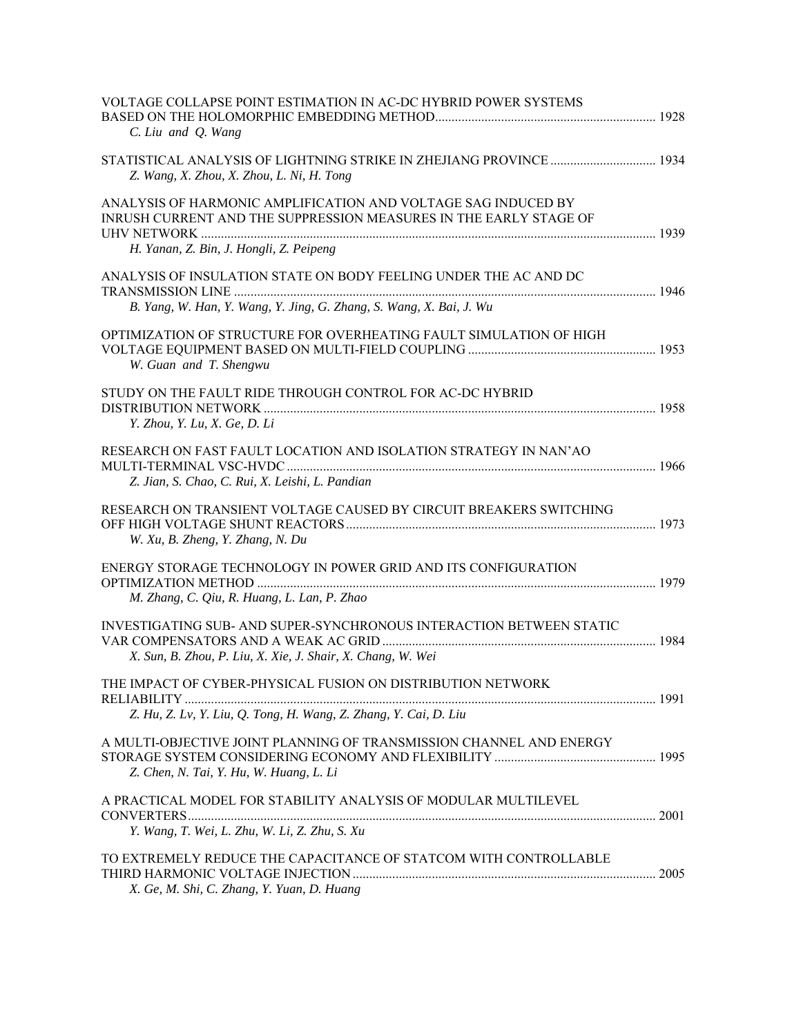VOLTAGE COLLAPSE POINT ESTIMATION IN AC-DC HYBRID POWER SYSTEMS BASED ON THE HOLOMORPHIC EMBEDDING METHOD .................... 1928
*C. Liu and Q. Wang*

STATISTICAL ANALYSIS OF LIGHTNING STRIKE IN ZHEJIANG PROVINCE .................... 1934
*Z. Wang, X. Zhou, X. Zhou, L. Ni, H. Tong*

ANALYSIS OF HARMONIC AMPLIFICATION AND VOLTAGE SAG INDUCED BY INRUSH CURRENT AND THE SUPPRESSION MEASURES IN THE EARLY STAGE OF UHV NETWORK .................... 1939
*H. Yanan, Z. Bin, J. Hongli, Z. Peipeng*

ANALYSIS OF INSULATION STATE ON BODY FEELING UNDER THE AC AND DC TRANSMISSION LINE .................... 1946
*B. Yang, W. Han, Y. Wang, Y. Jing, G. Zhang, S. Wang, X. Bai, J. Wu*

OPTIMIZATION OF STRUCTURE FOR OVERHEATING FAULT SIMULATION OF HIGH VOLTAGE EQUIPMENT BASED ON MULTI-FIELD COUPLING .................... 1953
*W. Guan and T. Shengwu*

STUDY ON THE FAULT RIDE THROUGH CONTROL FOR AC-DC HYBRID DISTRIBUTION NETWORK .................... 1958
*Y. Zhou, Y. Lu, X. Ge, D. Li*

RESEARCH ON FAST FAULT LOCATION AND ISOLATION STRATEGY IN NAN'AO MULTI-TERMINAL VSC-HVDC .................... 1966
*Z. Jian, S. Chao, C. Rui, X. Leishi, L. Pandian*

RESEARCH ON TRANSIENT VOLTAGE CAUSED BY CIRCUIT BREAKERS SWITCHING OFF HIGH VOLTAGE SHUNT REACTORS .................... 1973
*W. Xu, B. Zheng, Y. Zhang, N. Du*

ENERGY STORAGE TECHNOLOGY IN POWER GRID AND ITS CONFIGURATION OPTIMIZATION METHOD .................... 1979
*M. Zhang, C. Qiu, R. Huang, L. Lan, P. Zhao*

INVESTIGATING SUB- AND SUPER-SYNCHRONOUS INTERACTION BETWEEN STATIC VAR COMPENSATORS AND A WEAK AC GRID .................... 1984
*X. Sun, B. Zhou, P. Liu, X. Xie, J. Shair, X. Chang, W. Wei*

THE IMPACT OF CYBER-PHYSICAL FUSION ON DISTRIBUTION NETWORK RELIABILITY .................... 1991
*Z. Hu, Z. Lv, Y. Liu, Q. Tong, H. Wang, Z. Zhang, Y. Cai, D. Liu*

A MULTI-OBJECTIVE JOINT PLANNING OF TRANSMISSION CHANNEL AND ENERGY STORAGE SYSTEM CONSIDERING ECONOMY AND FLEXIBILITY .................... 1995
*Z. Chen, N. Tai, Y. Hu, W. Huang, L. Li*

A PRACTICAL MODEL FOR STABILITY ANALYSIS OF MODULAR MULTILEVEL CONVERTERS .................... 2001
*Y. Wang, T. Wei, L. Zhu, W. Li, Z. Zhu, S. Xu*

TO EXTREMELY REDUCE THE CAPACITANCE OF STATCOM WITH CONTROLLABLE THIRD HARMONIC VOLTAGE INJECTION .................... 2005
*X. Ge, M. Shi, C. Zhang, Y. Yuan, D. Huang*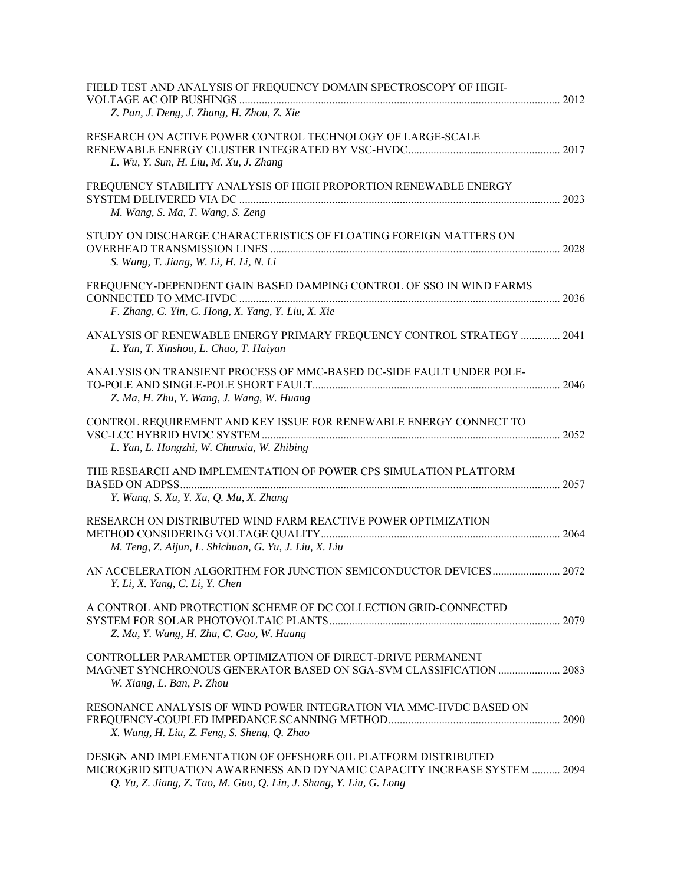FIELD TEST AND ANALYSIS OF FREQUENCY DOMAIN SPECTROSCOPY OF HIGH-VOLTAGE AC OIP BUSHINGS .................................................................................................................. 2012
*Z. Pan, J. Deng, J. Zhang, H. Zhou, Z. Xie*

RESEARCH ON ACTIVE POWER CONTROL TECHNOLOGY OF LARGE-SCALE RENEWABLE ENERGY CLUSTER INTEGRATED BY VSC-HVDC...................................................... 2017
*L. Wu, Y. Sun, H. Liu, M. Xu, J. Zhang*

FREQUENCY STABILITY ANALYSIS OF HIGH PROPORTION RENEWABLE ENERGY SYSTEM DELIVERED VIA DC ................................................................................................................ 2023
*M. Wang, S. Ma, T. Wang, S. Zeng*

STUDY ON DISCHARGE CHARACTERISTICS OF FLOATING FOREIGN MATTERS ON OVERHEAD TRANSMISSION LINES ...................................................................................................... 2028
*S. Wang, T. Jiang, W. Li, H. Li, N. Li*

FREQUENCY-DEPENDENT GAIN BASED DAMPING CONTROL OF SSO IN WIND FARMS CONNECTED TO MMC-HVDC .................................................................................................................. 2036
*F. Zhang, C. Yin, C. Hong, X. Yang, Y. Liu, X. Xie*

ANALYSIS OF RENEWABLE ENERGY PRIMARY FREQUENCY CONTROL STRATEGY .............. 2041
*L. Yan, T. Xinshou, L. Chao, T. Haiyan*

ANALYSIS ON TRANSIENT PROCESS OF MMC-BASED DC-SIDE FAULT UNDER POLE-TO-POLE AND SINGLE-POLE SHORT FAULT........................................................................................ 2046
*Z. Ma, H. Zhu, Y. Wang, J. Wang, W. Huang*

CONTROL REQUIREMENT AND KEY ISSUE FOR RENEWABLE ENERGY CONNECT TO VSC-LCC HYBRID HVDC SYSTEM.......................................................................................................... 2052
*L. Yan, L. Hongzhi, W. Chunxia, W. Zhibing*

THE RESEARCH AND IMPLEMENTATION OF POWER CPS SIMULATION PLATFORM BASED ON ADPSS...................................................................................................................................... 2057
*Y. Wang, S. Xu, Y. Xu, Q. Mu, X. Zhang*

RESEARCH ON DISTRIBUTED WIND FARM REACTIVE POWER OPTIMIZATION METHOD CONSIDERING VOLTAGE QUALITY..................................................................................... 2064
*M. Teng, Z. Aijun, L. Shichuan, G. Yu, J. Liu, X. Liu*

AN ACCELERATION ALGORITHM FOR JUNCTION SEMICONDUCTOR DEVICES........................ 2072
*Y. Li, X. Yang, C. Li, Y. Chen*

A CONTROL AND PROTECTION SCHEME OF DC COLLECTION GRID-CONNECTED SYSTEM FOR SOLAR PHOTOVOLTAIC PLANTS.................................................................................. 2079
*Z. Ma, Y. Wang, H. Zhu, C. Gao, W. Huang*

CONTROLLER PARAMETER OPTIMIZATION OF DIRECT-DRIVE PERMANENT MAGNET SYNCHRONOUS GENERATOR BASED ON SGA-SVM CLASSIFICATION ...................... 2083
*W. Xiang, L. Ban, P. Zhou*

RESONANCE ANALYSIS OF WIND POWER INTEGRATION VIA MMC-HVDC BASED ON FREQUENCY-COUPLED IMPEDANCE SCANNING METHOD............................................................ 2090
*X. Wang, H. Liu, Z. Feng, S. Sheng, Q. Zhao*

DESIGN AND IMPLEMENTATION OF OFFSHORE OIL PLATFORM DISTRIBUTED MICROGRID SITUATION AWARENESS AND DYNAMIC CAPACITY INCREASE SYSTEM .......... 2094
*Q. Yu, Z. Jiang, Z. Tao, M. Guo, Q. Lin, J. Shang, Y. Liu, G. Long*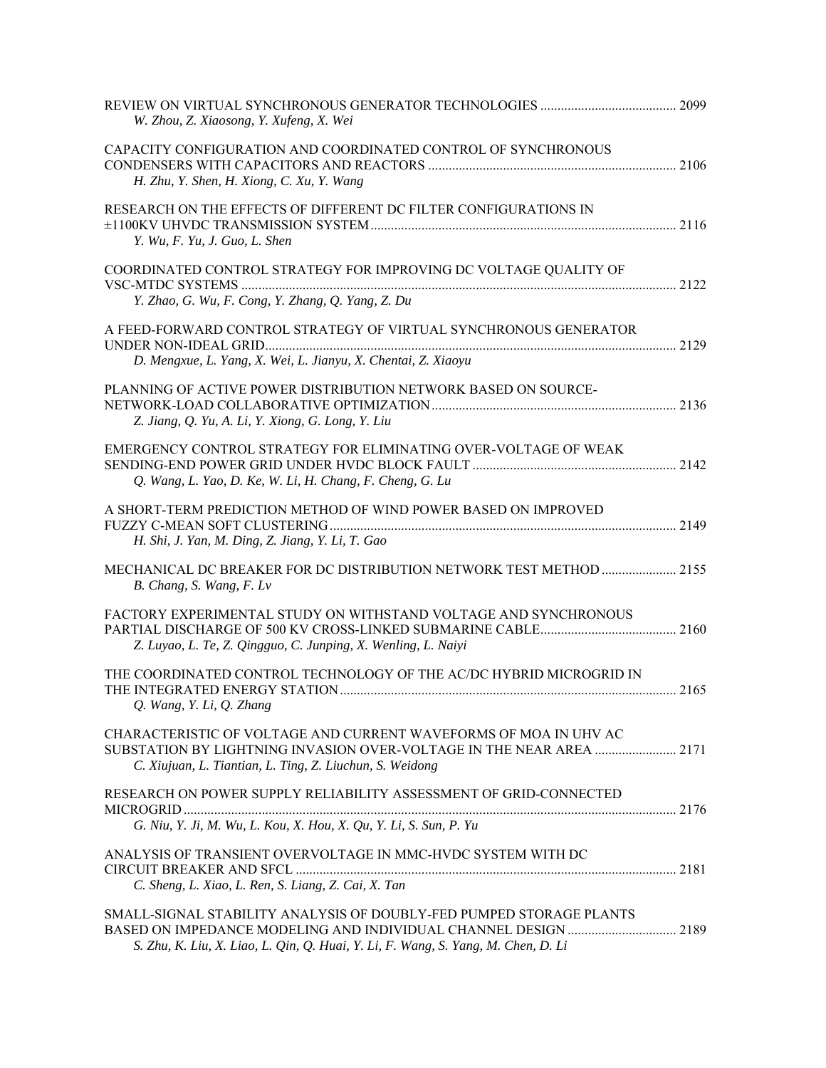REVIEW ON VIRTUAL SYNCHRONOUS GENERATOR TECHNOLOGIES ........................................ 2099
*W. Zhou, Z. Xiaosong, Y. Xufeng, X. Wei*

CAPACITY CONFIGURATION AND COORDINATED CONTROL OF SYNCHRONOUS CONDENSERS WITH CAPACITORS AND REACTORS ........................................ 2106
*H. Zhu, Y. Shen, H. Xiong, C. Xu, Y. Wang*

RESEARCH ON THE EFFECTS OF DIFFERENT DC FILTER CONFIGURATIONS IN ±1100KV UHVDC TRANSMISSION SYSTEM ........................................ 2116
*Y. Wu, F. Yu, J. Guo, L. Shen*

COORDINATED CONTROL STRATEGY FOR IMPROVING DC VOLTAGE QUALITY OF VSC-MTDC SYSTEMS ........................................ 2122
*Y. Zhao, G. Wu, F. Cong, Y. Zhang, Q. Yang, Z. Du*

A FEED-FORWARD CONTROL STRATEGY OF VIRTUAL SYNCHRONOUS GENERATOR UNDER NON-IDEAL GRID ........................................ 2129
*D. Mengxue, L. Yang, X. Wei, L. Jianyu, X. Chentai, Z. Xiaoyu*

PLANNING OF ACTIVE POWER DISTRIBUTION NETWORK BASED ON SOURCE-NETWORK-LOAD COLLABORATIVE OPTIMIZATION ........................................ 2136
*Z. Jiang, Q. Yu, A. Li, Y. Xiong, G. Long, Y. Liu*

EMERGENCY CONTROL STRATEGY FOR ELIMINATING OVER-VOLTAGE OF WEAK SENDING-END POWER GRID UNDER HVDC BLOCK FAULT ........................................ 2142
*Q. Wang, L. Yao, D. Ke, W. Li, H. Chang, F. Cheng, G. Lu*

A SHORT-TERM PREDICTION METHOD OF WIND POWER BASED ON IMPROVED FUZZY C-MEAN SOFT CLUSTERING ........................................ 2149
*H. Shi, J. Yan, M. Ding, Z. Jiang, Y. Li, T. Gao*

MECHANICAL DC BREAKER FOR DC DISTRIBUTION NETWORK TEST METHOD ........................................ 2155
*B. Chang, S. Wang, F. Lv*

FACTORY EXPERIMENTAL STUDY ON WITHSTAND VOLTAGE AND SYNCHRONOUS PARTIAL DISCHARGE OF 500 KV CROSS-LINKED SUBMARINE CABLE ........................................ 2160
*Z. Luyao, L. Te, Z. Qingguo, C. Junping, X. Wenling, L. Naiyi*

THE COORDINATED CONTROL TECHNOLOGY OF THE AC/DC HYBRID MICROGRID IN THE INTEGRATED ENERGY STATION ........................................ 2165
*Q. Wang, Y. Li, Q. Zhang*

CHARACTERISTIC OF VOLTAGE AND CURRENT WAVEFORMS OF MOA IN UHV AC SUBSTATION BY LIGHTNING INVASION OVER-VOLTAGE IN THE NEAR AREA ........................................ 2171
*C. Xiujuan, L. Tiantian, L. Ting, Z. Liuchun, S. Weidong*

RESEARCH ON POWER SUPPLY RELIABILITY ASSESSMENT OF GRID-CONNECTED MICROGRID ........................................ 2176
*G. Niu, Y. Ji, M. Wu, L. Kou, X. Hou, X. Qu, Y. Li, S. Sun, P. Yu*

ANALYSIS OF TRANSIENT OVERVOLTAGE IN MMC-HVDC SYSTEM WITH DC CIRCUIT BREAKER AND SFCL ........................................ 2181
*C. Sheng, L. Xiao, L. Ren, S. Liang, Z. Cai, X. Tan*

SMALL-SIGNAL STABILITY ANALYSIS OF DOUBLY-FED PUMPED STORAGE PLANTS BASED ON IMPEDANCE MODELING AND INDIVIDUAL CHANNEL DESIGN ........................................ 2189
*S. Zhu, K. Liu, X. Liao, L. Qin, Q. Huai, Y. Li, F. Wang, S. Yang, M. Chen, D. Li*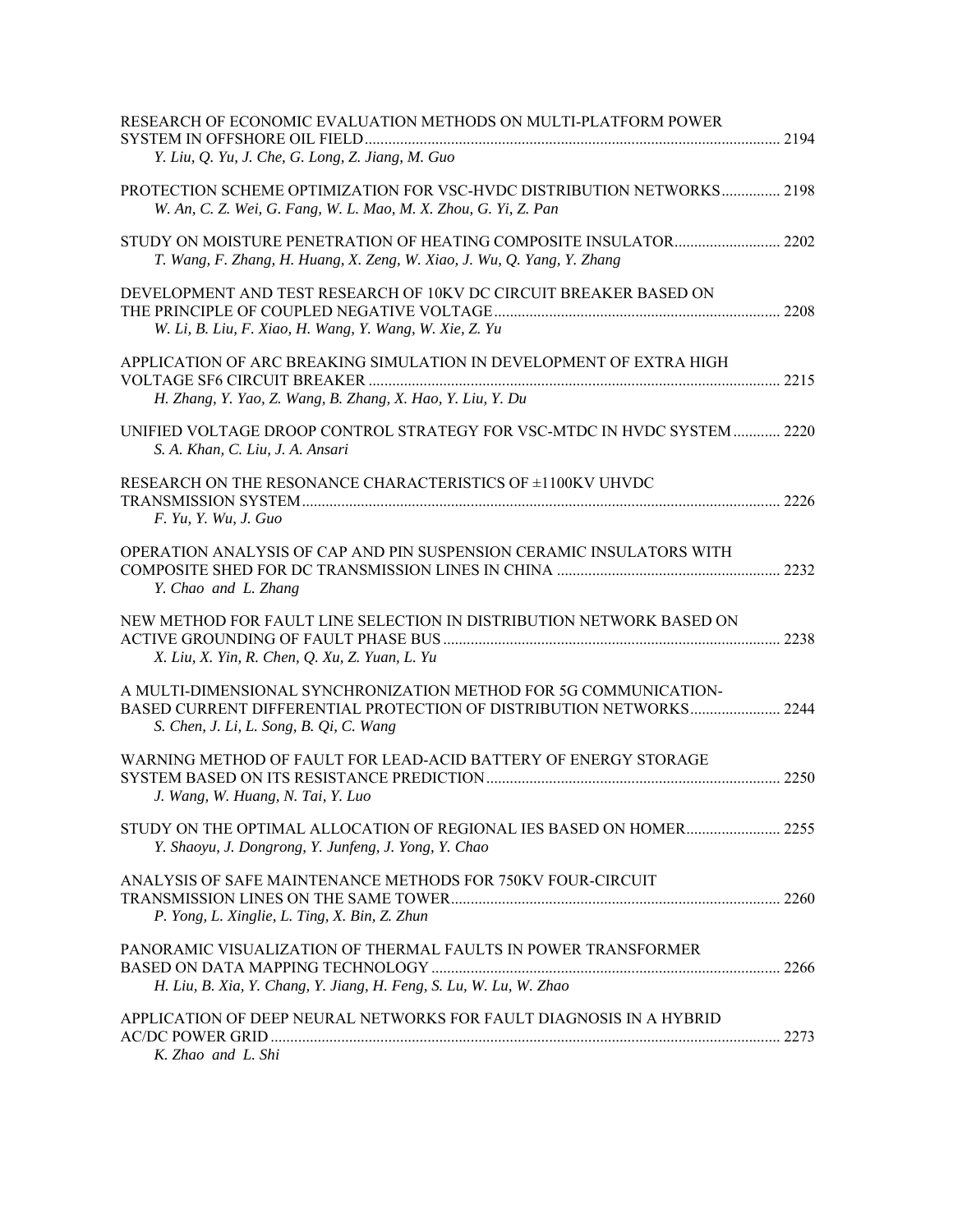RESEARCH OF ECONOMIC EVALUATION METHODS ON MULTI-PLATFORM POWER SYSTEM IN OFFSHORE OIL FIELD ........................................................................................................ 2194
*Y. Liu, Q. Yu, J. Che, G. Long, Z. Jiang, M. Guo*

PROTECTION SCHEME OPTIMIZATION FOR VSC-HVDC DISTRIBUTION NETWORKS ............... 2198
*W. An, C. Z. Wei, G. Fang, W. L. Mao, M. X. Zhou, G. Yi, Z. Pan*

STUDY ON MOISTURE PENETRATION OF HEATING COMPOSITE INSULATOR........................... 2202
*T. Wang, F. Zhang, H. Huang, X. Zeng, W. Xiao, J. Wu, Q. Yang, Y. Zhang*

DEVELOPMENT AND TEST RESEARCH OF 10KV DC CIRCUIT BREAKER BASED ON THE PRINCIPLE OF COUPLED NEGATIVE VOLTAGE ........................................................................ 2208
*W. Li, B. Liu, F. Xiao, H. Wang, Y. Wang, W. Xie, Z. Yu*

APPLICATION OF ARC BREAKING SIMULATION IN DEVELOPMENT OF EXTRA HIGH VOLTAGE SF6 CIRCUIT BREAKER ........................................................................................................ 2215
*H. Zhang, Y. Yao, Z. Wang, B. Zhang, X. Hao, Y. Liu, Y. Du*

UNIFIED VOLTAGE DROOP CONTROL STRATEGY FOR VSC-MTDC IN HVDC SYSTEM ............ 2220
*S. A. Khan, C. Liu, J. A. Ansari*

RESEARCH ON THE RESONANCE CHARACTERISTICS OF ±1100KV UHVDC TRANSMISSION SYSTEM......................................................................................................................... 2226
*F. Yu, Y. Wu, J. Guo*

OPERATION ANALYSIS OF CAP AND PIN SUSPENSION CERAMIC INSULATORS WITH COMPOSITE SHED FOR DC TRANSMISSION LINES IN CHINA ......................................................... 2232
*Y. Chao and L. Zhang*

NEW METHOD FOR FAULT LINE SELECTION IN DISTRIBUTION NETWORK BASED ON ACTIVE GROUNDING OF FAULT PHASE BUS ...................................................................................... 2238
*X. Liu, X. Yin, R. Chen, Q. Xu, Z. Yuan, L. Yu*

A MULTI-DIMENSIONAL SYNCHRONIZATION METHOD FOR 5G COMMUNICATION-BASED CURRENT DIFFERENTIAL PROTECTION OF DISTRIBUTION NETWORKS....................... 2244
*S. Chen, J. Li, L. Song, B. Qi, C. Wang*

WARNING METHOD OF FAULT FOR LEAD-ACID BATTERY OF ENERGY STORAGE SYSTEM BASED ON ITS RESISTANCE PREDICTION........................................................................... 2250
*J. Wang, W. Huang, N. Tai, Y. Luo*

STUDY ON THE OPTIMAL ALLOCATION OF REGIONAL IES BASED ON HOMER........................ 2255
*Y. Shaoyu, J. Dongrong, Y. Junfeng, J. Yong, Y. Chao*

ANALYSIS OF SAFE MAINTENANCE METHODS FOR 750KV FOUR-CIRCUIT TRANSMISSION LINES ON THE SAME TOWER.................................................................................... 2260
*P. Yong, L. Xinglie, L. Ting, X. Bin, Z. Zhun*

PANORAMIC VISUALIZATION OF THERMAL FAULTS IN POWER TRANSFORMER BASED ON DATA MAPPING TECHNOLOGY ......................................................................................... 2266
*H. Liu, B. Xia, Y. Chang, Y. Jiang, H. Feng, S. Lu, W. Lu, W. Zhao*

APPLICATION OF DEEP NEURAL NETWORKS FOR FAULT DIAGNOSIS IN A HYBRID AC/DC POWER GRID ................................................................................................................................. 2273
*K. Zhao and L. Shi*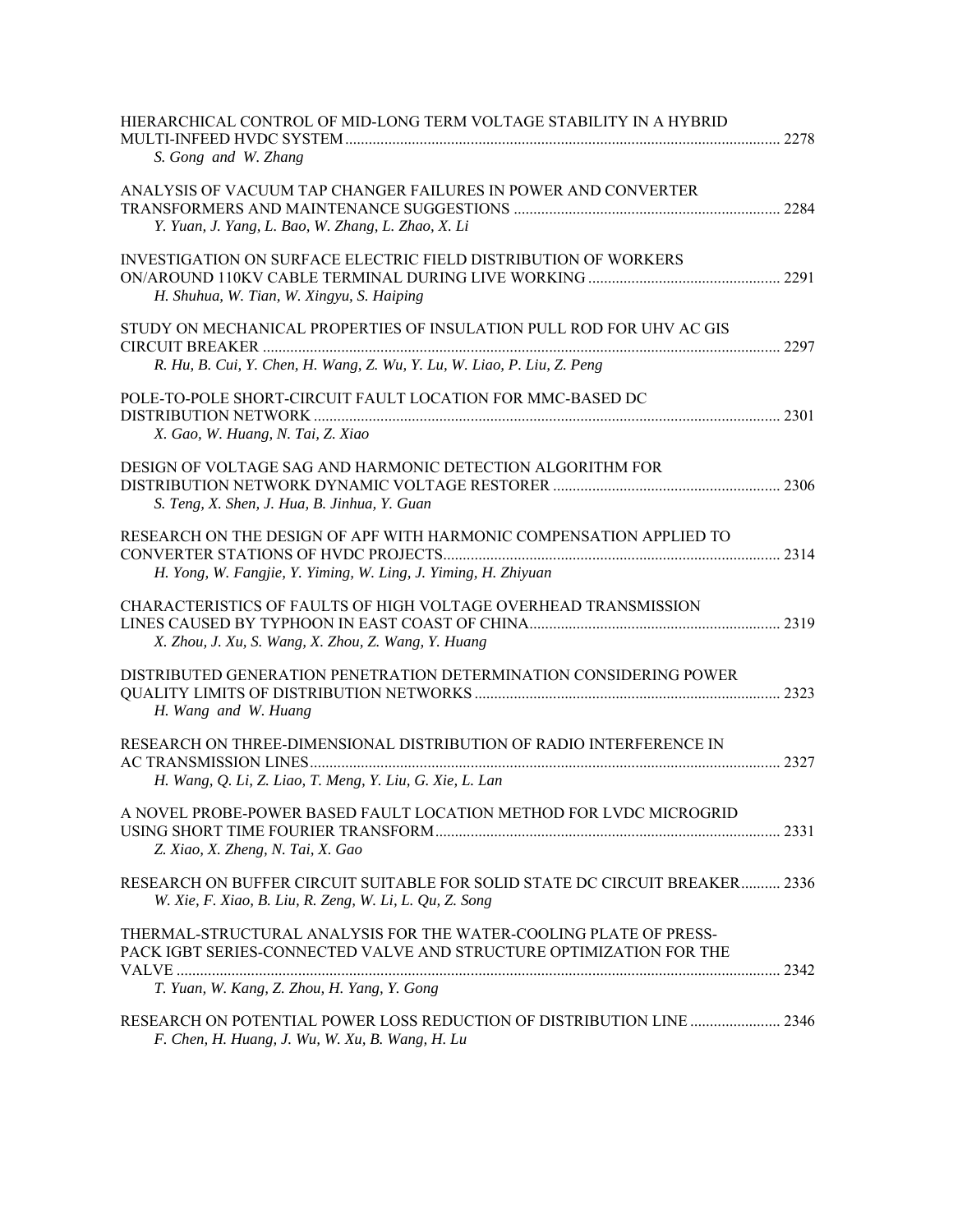HIERARCHICAL CONTROL OF MID-LONG TERM VOLTAGE STABILITY IN A HYBRID MULTI-INFEED HVDC SYSTEM ............................................................................................................. 2278
*S. Gong and W. Zhang*

ANALYSIS OF VACUUM TAP CHANGER FAILURES IN POWER AND CONVERTER TRANSFORMERS AND MAINTENANCE SUGGESTIONS ................................................................... 2284
*Y. Yuan, J. Yang, L. Bao, W. Zhang, L. Zhao, X. Li*

INVESTIGATION ON SURFACE ELECTRIC FIELD DISTRIBUTION OF WORKERS ON/AROUND 110KV CABLE TERMINAL DURING LIVE WORKING ................................................ 2291
*H. Shuhua, W. Tian, W. Xingyu, S. Haiping*

STUDY ON MECHANICAL PROPERTIES OF INSULATION PULL ROD FOR UHV AC GIS CIRCUIT BREAKER .................................................................................................................... 2297
*R. Hu, B. Cui, Y. Chen, H. Wang, Z. Wu, Y. Lu, W. Liao, P. Liu, Z. Peng*

POLE-TO-POLE SHORT-CIRCUIT FAULT LOCATION FOR MMC-BASED DC DISTRIBUTION NETWORK ...................................................................................................................... 2301
*X. Gao, W. Huang, N. Tai, Z. Xiao*

DESIGN OF VOLTAGE SAG AND HARMONIC DETECTION ALGORITHM FOR DISTRIBUTION NETWORK DYNAMIC VOLTAGE RESTORER .......................................................... 2306
*S. Teng, X. Shen, J. Hua, B. Jinhua, Y. Guan*

RESEARCH ON THE DESIGN OF APF WITH HARMONIC COMPENSATION APPLIED TO CONVERTER STATIONS OF HVDC PROJECTS...................................................................................... 2314
*H. Yong, W. Fangjie, Y. Yiming, W. Ling, J. Yiming, H. Zhiyuan*

CHARACTERISTICS OF FAULTS OF HIGH VOLTAGE OVERHEAD TRANSMISSION LINES CAUSED BY TYPHOON IN EAST COAST OF CHINA................................................................ 2319
*X. Zhou, J. Xu, S. Wang, X. Zhou, Z. Wang, Y. Huang*

DISTRIBUTED GENERATION PENETRATION DETERMINATION CONSIDERING POWER QUALITY LIMITS OF DISTRIBUTION NETWORKS .............................................................................. 2323
*H. Wang and W. Huang*

RESEARCH ON THREE-DIMENSIONAL DISTRIBUTION OF RADIO INTERFERENCE IN AC TRANSMISSION LINES......................................................................................................................... 2327
*H. Wang, Q. Li, Z. Liao, T. Meng, Y. Liu, G. Xie, L. Lan*

A NOVEL PROBE-POWER BASED FAULT LOCATION METHOD FOR LVDC MICROGRID USING SHORT TIME FOURIER TRANSFORM........................................................................................ 2331
*Z. Xiao, X. Zheng, N. Tai, X. Gao*

RESEARCH ON BUFFER CIRCUIT SUITABLE FOR SOLID STATE DC CIRCUIT BREAKER.......... 2336
*W. Xie, F. Xiao, B. Liu, R. Zeng, W. Li, L. Qu, Z. Song*

THERMAL-STRUCTURAL ANALYSIS FOR THE WATER-COOLING PLATE OF PRESS-PACK IGBT SERIES-CONNECTED VALVE AND STRUCTURE OPTIMIZATION FOR THE VALVE ........................................................................................................................................... 2342
*T. Yuan, W. Kang, Z. Zhou, H. Yang, Y. Gong*

RESEARCH ON POTENTIAL POWER LOSS REDUCTION OF DISTRIBUTION LINE ....................... 2346
*F. Chen, H. Huang, J. Wu, W. Xu, B. Wang, H. Lu*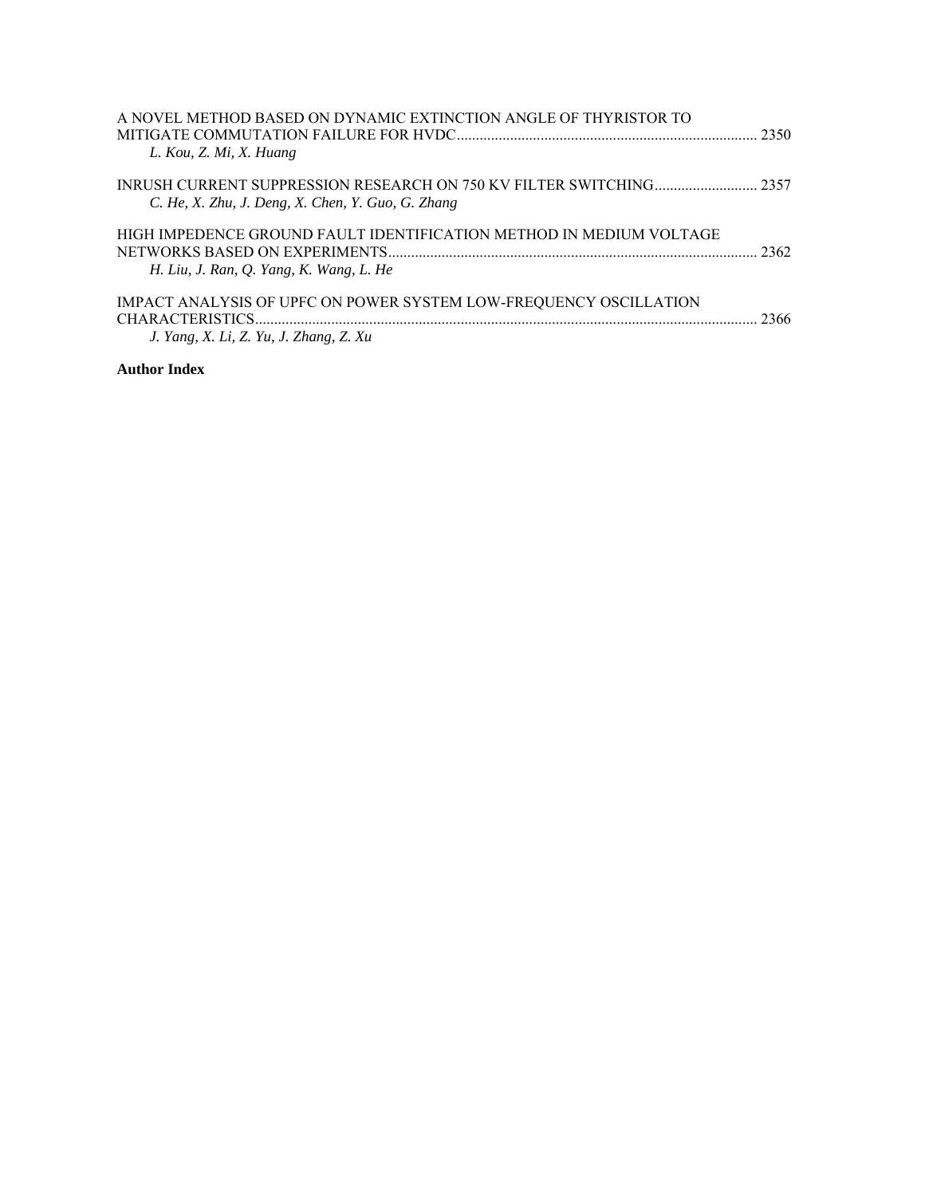A NOVEL METHOD BASED ON DYNAMIC EXTINCTION ANGLE OF THYRISTOR TO MITIGATE COMMUTATION FAILURE FOR HVDC.............................................................................. 2350
*L. Kou, Z. Mi, X. Huang*

INRUSH CURRENT SUPPRESSION RESEARCH ON 750 KV FILTER SWITCHING........................... 2357
*C. He, X. Zhu, J. Deng, X. Chen, Y. Guo, G. Zhang*

HIGH IMPEDENCE GROUND FAULT IDENTIFICATION METHOD IN MEDIUM VOLTAGE NETWORKS BASED ON EXPERIMENTS................................................................................................ 2362
*H. Liu, J. Ran, Q. Yang, K. Wang, L. He*

IMPACT ANALYSIS OF UPFC ON POWER SYSTEM LOW-FREQUENCY OSCILLATION CHARACTERISTICS.................................................................................................................................... 2366
*J. Yang, X. Li, Z. Yu, J. Zhang, Z. Xu*

**Author Index**